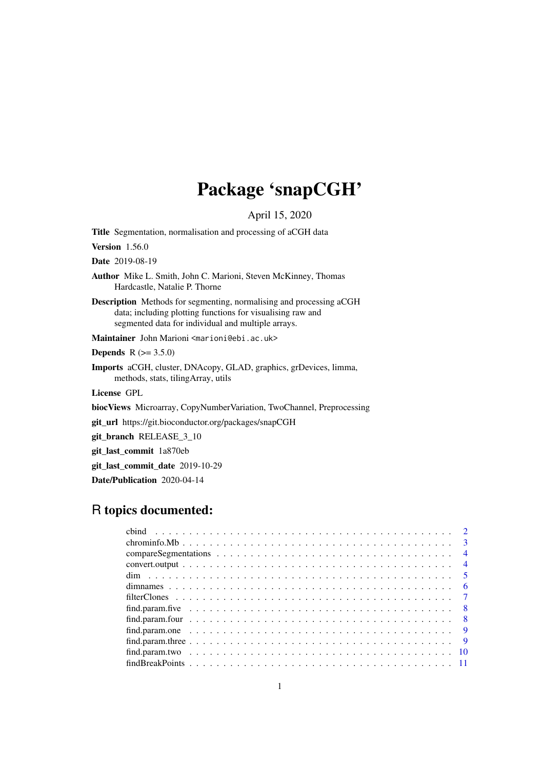# Package 'snapCGH'

April 15, 2020

**Title** Segmentation, normalisation and processing of aCGH data

**Version** 1.56.0

**Date** 2019-08-19

**Author** Mike L. Smith, John C. Marioni, Steven McKinney, Thomas Hardcastle, Natalie P. Thorne

**Description** Methods for segmenting, normalising and processing aCGH data; including plotting functions for visualising raw and segmented data for individual and multiple arrays.

**Maintainer** John Marioni <marioni@ebi.ac.uk>

**Depends** R (>= 3.5.0)

**Imports** aCGH, cluster, DNAcopy, GLAD, graphics, grDevices, limma, methods, stats, tilingArray, utils

**License** GPL

**biocViews** Microarray, CopyNumberVariation, TwoChannel, Preprocessing

**git_url** https://git.bioconductor.org/packages/snapCGH

**git_branch** RELEASE_3_10

**git_last_commit** 1a870eb

**git_last_commit_date** 2019-10-29

**Date/Publication** 2020-04-14

## R topics documented:

| | |
|---|---|
| cbind | 2 |
| chrominfo.Mb | 3 |
| compareSegmentations | 4 |
| convert.output | 4 |
| dim | 5 |
| dimnames | 6 |
| filterClones | 7 |
| find.param.five | 8 |
| find.param.four | 8 |
| find.param.one | 9 |
| find.param.three | 9 |
| find.param.two | 10 |
| findBreakPoints | 11 |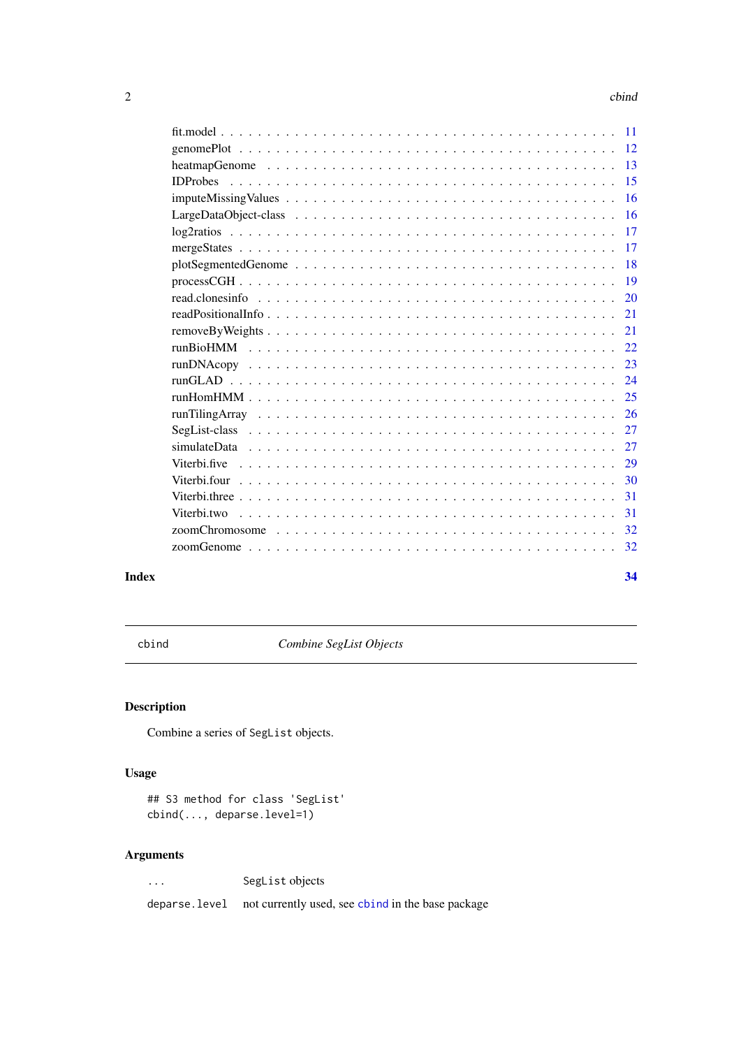fit.model . . . . . . . . . . . . . . . . . . . . . . . . . . . . . . . . . . . . . . . . 11
genomePlot . . . . . . . . . . . . . . . . . . . . . . . . . . . . . . . . . . . . . . . 12
heatmapGenome . . . . . . . . . . . . . . . . . . . . . . . . . . . . . . . . . . . . . 13
IDProbes . . . . . . . . . . . . . . . . . . . . . . . . . . . . . . . . . . . . . . . . 15
imputeMissingValues . . . . . . . . . . . . . . . . . . . . . . . . . . . . . . . . . . 16
LargeDataObject-class . . . . . . . . . . . . . . . . . . . . . . . . . . . . . . . . . 16
log2ratios . . . . . . . . . . . . . . . . . . . . . . . . . . . . . . . . . . . . . . . 17
mergeStates . . . . . . . . . . . . . . . . . . . . . . . . . . . . . . . . . . . . . . 17
plotSegmentedGenome . . . . . . . . . . . . . . . . . . . . . . . . . . . . . . . . . 18
processCGH . . . . . . . . . . . . . . . . . . . . . . . . . . . . . . . . . . . . . . . 19
read.clonesinfo . . . . . . . . . . . . . . . . . . . . . . . . . . . . . . . . . . . . 20
readPositionalInfo . . . . . . . . . . . . . . . . . . . . . . . . . . . . . . . . . . . 21
removeByWeights . . . . . . . . . . . . . . . . . . . . . . . . . . . . . . . . . . . . 21
runBioHMM . . . . . . . . . . . . . . . . . . . . . . . . . . . . . . . . . . . . . . . 22
runDNAcopy . . . . . . . . . . . . . . . . . . . . . . . . . . . . . . . . . . . . . . 23
runGLAD . . . . . . . . . . . . . . . . . . . . . . . . . . . . . . . . . . . . . . . . 24
runHomHMM . . . . . . . . . . . . . . . . . . . . . . . . . . . . . . . . . . . . . . 25
runTilingArray . . . . . . . . . . . . . . . . . . . . . . . . . . . . . . . . . . . . . 26
SegList-class . . . . . . . . . . . . . . . . . . . . . . . . . . . . . . . . . . . . . . 27
simulateData . . . . . . . . . . . . . . . . . . . . . . . . . . . . . . . . . . . . . . 27
Viterbi.five . . . . . . . . . . . . . . . . . . . . . . . . . . . . . . . . . . . . . . 29
Viterbi.four . . . . . . . . . . . . . . . . . . . . . . . . . . . . . . . . . . . . . . 30
Viterbi.three . . . . . . . . . . . . . . . . . . . . . . . . . . . . . . . . . . . . . . 31
Viterbi.two . . . . . . . . . . . . . . . . . . . . . . . . . . . . . . . . . . . . . . . 31
zoomChromosome . . . . . . . . . . . . . . . . . . . . . . . . . . . . . . . . . . . . 32
zoomGenome . . . . . . . . . . . . . . . . . . . . . . . . . . . . . . . . . . . . . . 32

**Index** **34**

---

## cbind — *Combine SegList Objects*

### Description

Combine a series of `SegList` objects.

### Usage

```
## S3 method for class 'SegList'
cbind(..., deparse.level=1)
```

### Arguments

| | |
|---|---|
| `...` | `SegList` objects |
| `deparse.level` | not currently used, see `cbind` in the base package |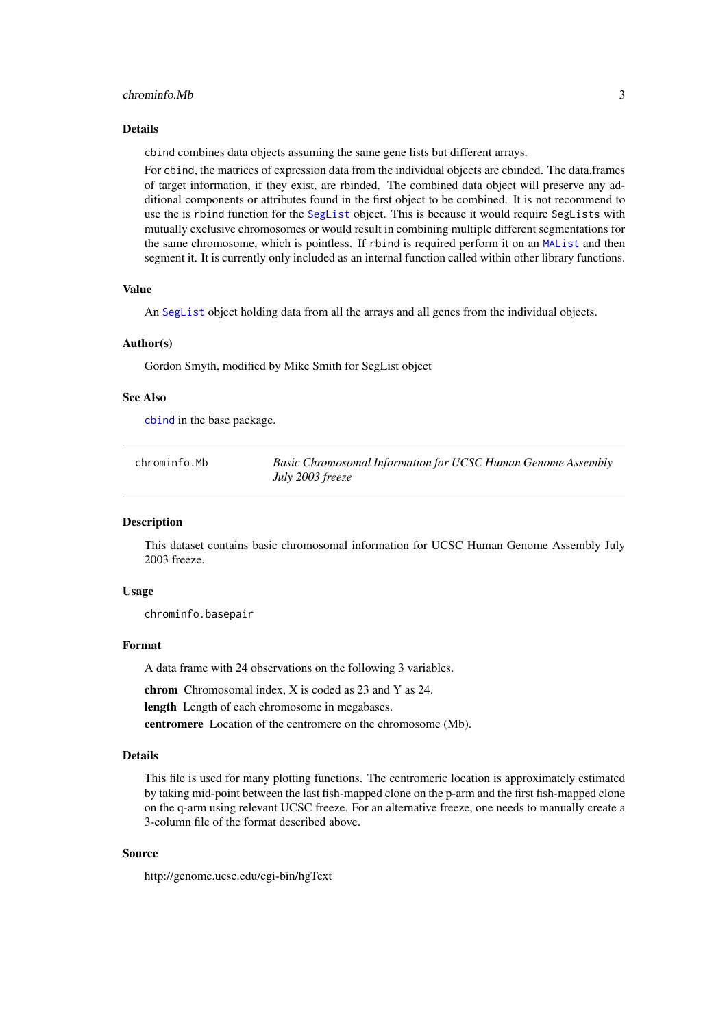### Details

`cbind` combines data objects assuming the same gene lists but different arrays.

For `cbind`, the matrices of expression data from the individual objects are cbinded. The data.frames of target information, if they exist, are rbinded. The combined data object will preserve any additional components or attributes found in the first object to be combined. It is not recommend to use the is `rbind` function for the `SegList` object. This is because it would require `SegLists` with mutually exclusive chromosomes or would result in combining multiple different segmentations for the same chromosome, which is pointless. If `rbind` is required perform it on an `MAList` and then segment it. It is currently only included as an internal function called within other library functions.

### Value

An `SegList` object holding data from all the arrays and all genes from the individual objects.

### Author(s)

Gordon Smyth, modified by Mike Smith for SegList object

### See Also

`cbind` in the base package.

---

## chrominfo.Mb — *Basic Chromosomal Information for UCSC Human Genome Assembly July 2003 freeze*

---

### Description

This dataset contains basic chromosomal information for UCSC Human Genome Assembly July 2003 freeze.

### Usage

```
chrominfo.basepair
```

### Format

A data frame with 24 observations on the following 3 variables.

**chrom** Chromosomal index, X is coded as 23 and Y as 24.

**length** Length of each chromosome in megabases.

**centromere** Location of the centromere on the chromosome (Mb).

### Details

This file is used for many plotting functions. The centromeric location is approximately estimated by taking mid-point between the last fish-mapped clone on the p-arm and the first fish-mapped clone on the q-arm using relevant UCSC freeze. For an alternative freeze, one needs to manually create a 3-column file of the format described above.

### Source

http://genome.ucsc.edu/cgi-bin/hgText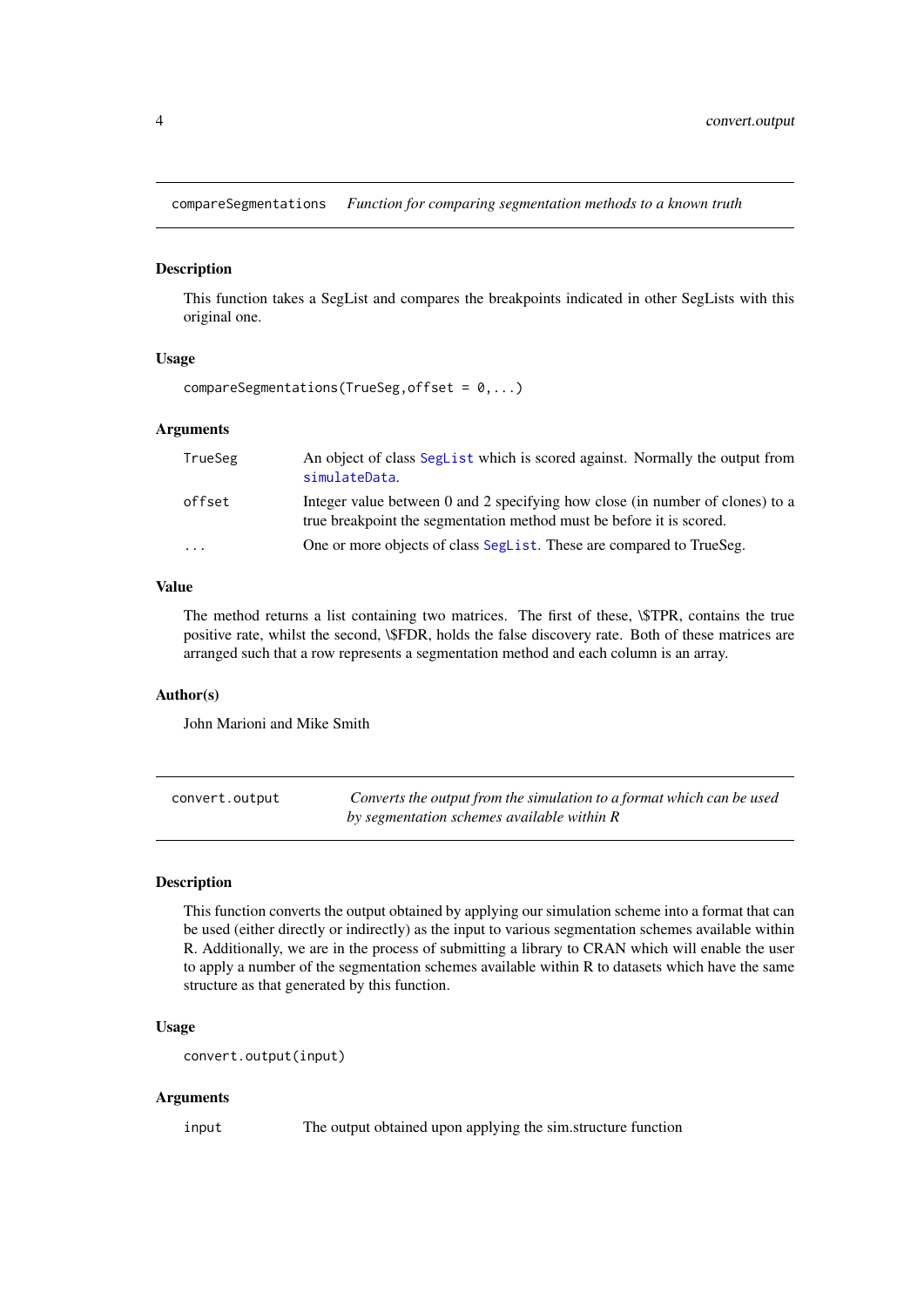## compareSegmentations — *Function for comparing segmentation methods to a known truth*

### Description

This function takes a SegList and compares the breakpoints indicated in other SegLists with this original one.

### Usage

```
compareSegmentations(TrueSeg,offset = 0,...)
```

### Arguments

| | |
|---|---|
| `TrueSeg` | An object of class `SegList` which is scored against. Normally the output from `simulateData`. |
| `offset` | Integer value between 0 and 2 specifying how close (in number of clones) to a true breakpoint the segmentation method must be before it is scored. |
| `...` | One or more objects of class `SegList`. These are compared to TrueSeg. |

### Value

The method returns a list containing two matrices. The first of these, \$TPR, contains the true positive rate, whilst the second, \$FDR, holds the false discovery rate. Both of these matrices are arranged such that a row represents a segmentation method and each column is an array.

### Author(s)

John Marioni and Mike Smith

## convert.output — *Converts the output from the simulation to a format which can be used by segmentation schemes available within R*

### Description

This function converts the output obtained by applying our simulation scheme into a format that can be used (either directly or indirectly) as the input to various segmentation schemes available within R. Additionally, we are in the process of submitting a library to CRAN which will enable the user to apply a number of the segmentation schemes available within R to datasets which have the same structure as that generated by this function.

### Usage

```
convert.output(input)
```

### Arguments

| | |
|---|---|
| `input` | The output obtained upon applying the sim.structure function |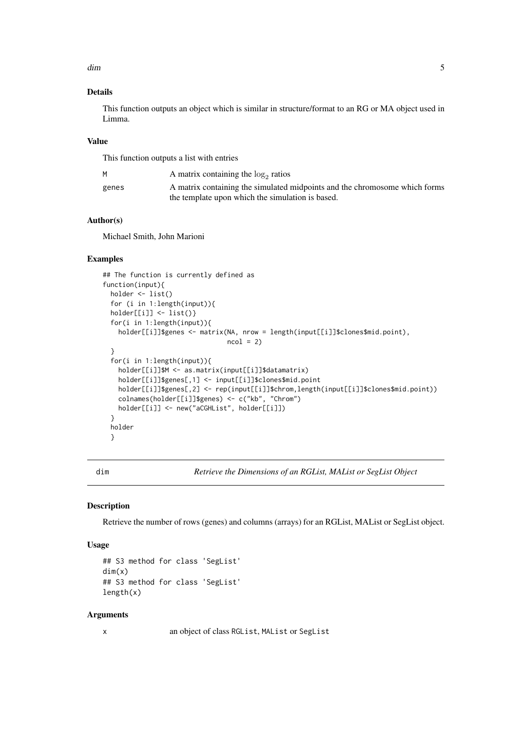### Details

This function outputs an object which is similar in structure/format to an RG or MA object used in Limma.

### Value

This function outputs a list with entries

| | |
|---|---|
| M | A matrix containing the $\log_2$ ratios |
| genes | A matrix containing the simulated midpoints and the chromosome which forms the template upon which the simulation is based. |

### Author(s)

Michael Smith, John Marioni

### Examples

```
## The function is currently defined as
function(input){
  holder <- list()
  for (i in 1:length(input)){
  holder[[i]] <- list()}
  for(i in 1:length(input)){
    holder[[i]]$genes <- matrix(NA, nrow = length(input[[i]]$clones$mid.point),
                                ncol = 2)
  }
  for(i in 1:length(input)){
    holder[[i]]$M <- as.matrix(input[[i]]$datamatrix)
    holder[[i]]$genes[,1] <- input[[i]]$clones$mid.point
    holder[[i]]$genes[,2] <- rep(input[[i]]$chrom,length(input[[i]]$clones$mid.point))
    colnames(holder[[i]]$genes) <- c("kb", "Chrom")
    holder[[i]] <- new("aCGHList", holder[[i]])
  }
  holder
  }
```

## dim — *Retrieve the Dimensions of an RGList, MAList or SegList Object*

### Description

Retrieve the number of rows (genes) and columns (arrays) for an RGList, MAList or SegList object.

### Usage

```
## S3 method for class 'SegList'
dim(x)
## S3 method for class 'SegList'
length(x)
```

### Arguments

| | |
|---|---|
| x | an object of class `RGList`, `MAList` or `SegList` |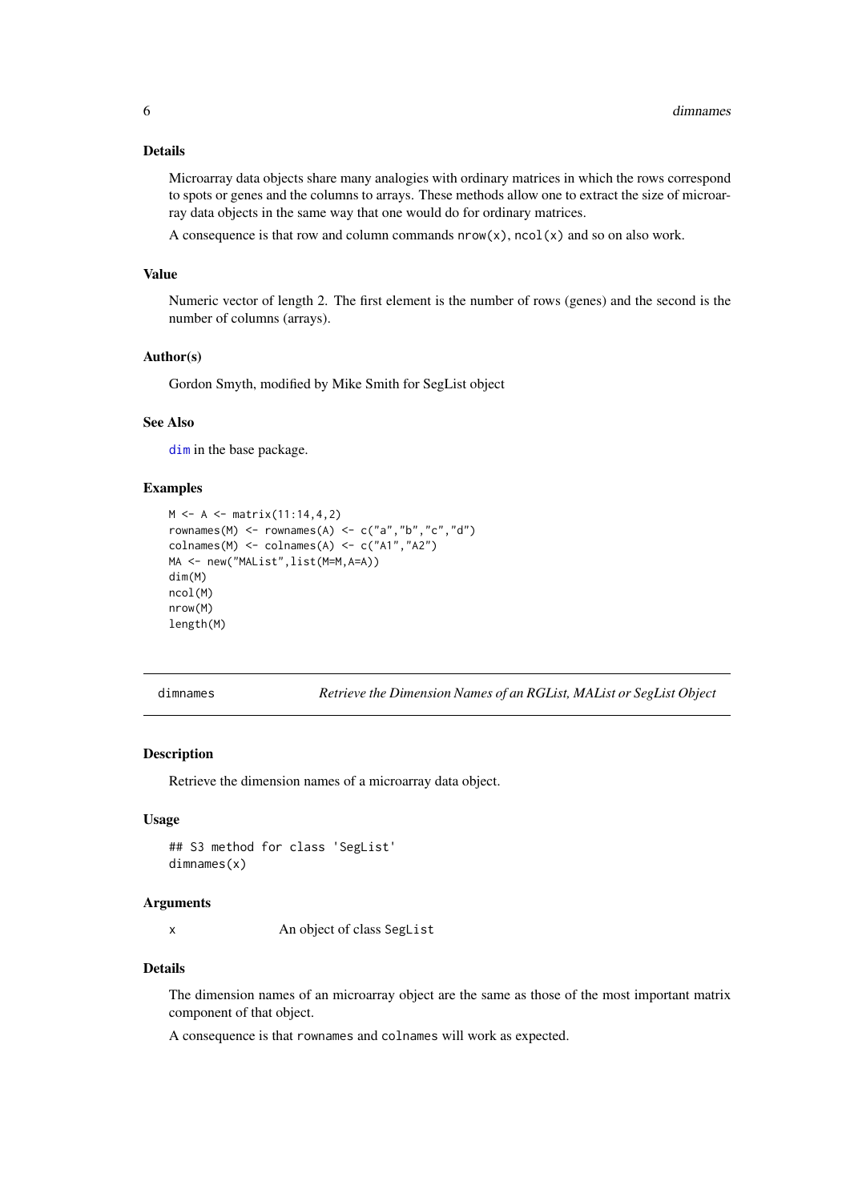### Details

Microarray data objects share many analogies with ordinary matrices in which the rows correspond to spots or genes and the columns to arrays. These methods allow one to extract the size of microarray data objects in the same way that one would do for ordinary matrices.

A consequence is that row and column commands `nrow(x)`, `ncol(x)` and so on also work.

### Value

Numeric vector of length 2. The first element is the number of rows (genes) and the second is the number of columns (arrays).

### Author(s)

Gordon Smyth, modified by Mike Smith for SegList object

### See Also

`dim` in the base package.

### Examples

```
M <- A <- matrix(11:14,4,2)
rownames(M) <- rownames(A) <- c("a","b","c","d")
colnames(M) <- colnames(A) <- c("A1","A2")
MA <- new("MAList",list(M=M,A=A))
dim(M)
ncol(M)
nrow(M)
length(M)
```

---

## dimnames — *Retrieve the Dimension Names of an RGList, MAList or SegList Object*

### Description

Retrieve the dimension names of a microarray data object.

### Usage

```
## S3 method for class 'SegList'
dimnames(x)
```

### Arguments

| | |
|---|---|
| x | An object of class `SegList` |

### Details

The dimension names of an microarray object are the same as those of the most important matrix component of that object.

A consequence is that `rownames` and `colnames` will work as expected.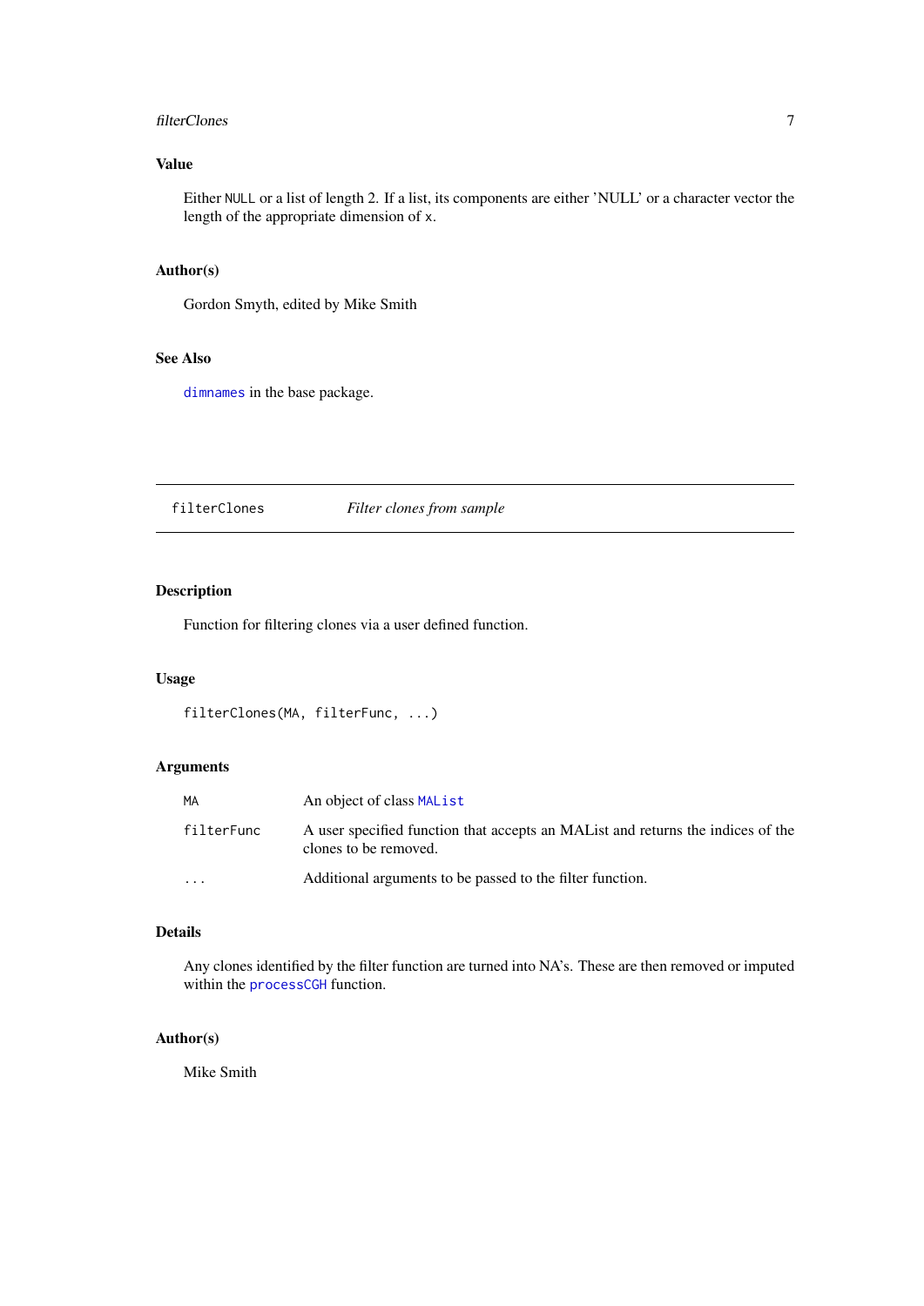## Value

Either `NULL` or a list of length 2. If a list, its components are either 'NULL' or a character vector the length of the appropriate dimension of `x`.

## Author(s)

Gordon Smyth, edited by Mike Smith

## See Also

`dimnames` in the base package.

---

# filterClones — *Filter clones from sample*

## Description

Function for filtering clones via a user defined function.

## Usage

```
filterClones(MA, filterFunc, ...)
```

## Arguments

| | |
|---|---|
| `MA` | An object of class `MAList` |
| `filterFunc` | A user specified function that accepts an MAList and returns the indices of the clones to be removed. |
| `...` | Additional arguments to be passed to the filter function. |

## Details

Any clones identified by the filter function are turned into NA's. These are then removed or imputed within the `processCGH` function.

## Author(s)

Mike Smith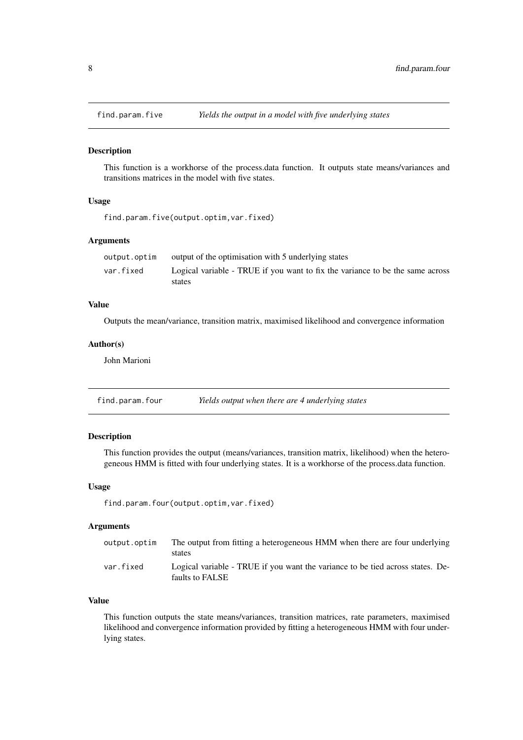## find.param.five *Yields the output in a model with five underlying states*

### Description

This function is a workhorse of the process.data function. It outputs state means/variances and transitions matrices in the model with five states.

### Usage

```
find.param.five(output.optim,var.fixed)
```

### Arguments

| | |
|---|---|
| output.optim | output of the optimisation with 5 underlying states |
| var.fixed | Logical variable - TRUE if you want to fix the variance to be the same across states |

### Value

Outputs the mean/variance, transition matrix, maximised likelihood and convergence information

### Author(s)

John Marioni

## find.param.four *Yields output when there are 4 underlying states*

### Description

This function provides the output (means/variances, transition matrix, likelihood) when the heterogeneous HMM is fitted with four underlying states. It is a workhorse of the process.data function.

### Usage

```
find.param.four(output.optim,var.fixed)
```

### Arguments

| | |
|---|---|
| output.optim | The output from fitting a heterogeneous HMM when there are four underlying states |
| var.fixed | Logical variable - TRUE if you want the variance to be tied across states. Defaults to FALSE |

### Value

This function outputs the state means/variances, transition matrices, rate parameters, maximised likelihood and convergence information provided by fitting a heterogeneous HMM with four underlying states.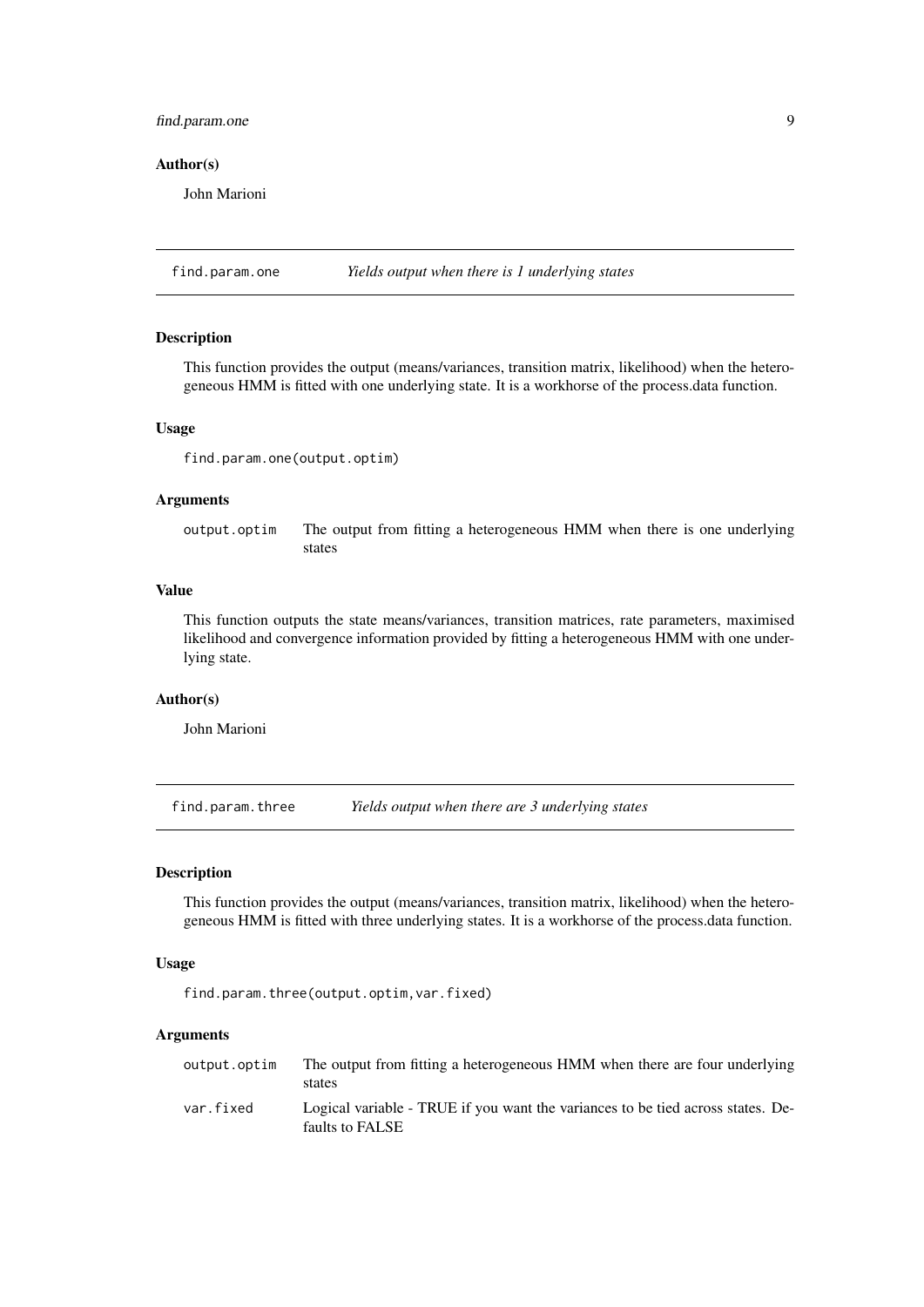### Author(s)

John Marioni

---

## find.param.one — *Yields output when there is 1 underlying states*

### Description

This function provides the output (means/variances, transition matrix, likelihood) when the heterogeneous HMM is fitted with one underlying state. It is a workhorse of the process.data function.

### Usage

```
find.param.one(output.optim)
```

### Arguments

| | |
|---|---|
| `output.optim` | The output from fitting a heterogeneous HMM when there is one underlying states |

### Value

This function outputs the state means/variances, transition matrices, rate parameters, maximised likelihood and convergence information provided by fitting a heterogeneous HMM with one underlying state.

### Author(s)

John Marioni

---

## find.param.three — *Yields output when there are 3 underlying states*

### Description

This function provides the output (means/variances, transition matrix, likelihood) when the heterogeneous HMM is fitted with three underlying states. It is a workhorse of the process.data function.

### Usage

```
find.param.three(output.optim,var.fixed)
```

### Arguments

| | |
|---|---|
| `output.optim` | The output from fitting a heterogeneous HMM when there are four underlying states |
| `var.fixed` | Logical variable - TRUE if you want the variances to be tied across states. Defaults to FALSE |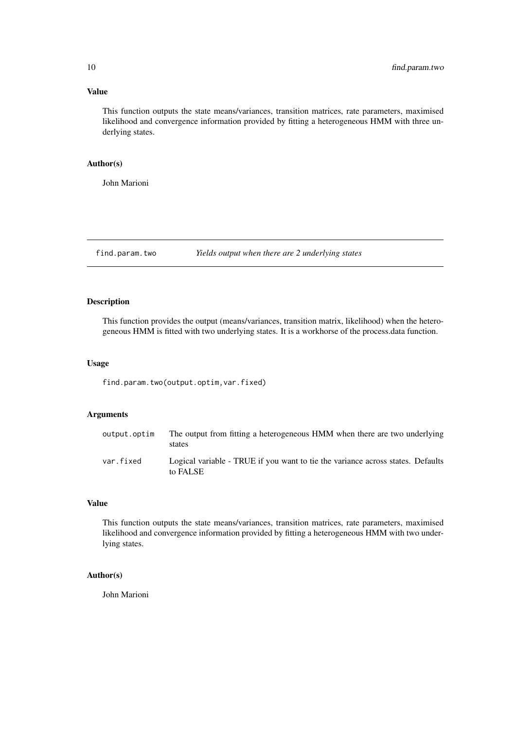### Value

This function outputs the state means/variances, transition matrices, rate parameters, maximised likelihood and convergence information provided by fitting a heterogeneous HMM with three underlying states.

### Author(s)

John Marioni

---

## find.param.two &nbsp;&nbsp;&nbsp; *Yields output when there are 2 underlying states*

---

### Description

This function provides the output (means/variances, transition matrix, likelihood) when the heterogeneous HMM is fitted with two underlying states. It is a workhorse of the process.data function.

### Usage

```
find.param.two(output.optim,var.fixed)
```

### Arguments

| | |
|---|---|
| `output.optim` | The output from fitting a heterogeneous HMM when there are two underlying states |
| `var.fixed` | Logical variable - TRUE if you want to tie the variance across states. Defaults to FALSE |

### Value

This function outputs the state means/variances, transition matrices, rate parameters, maximised likelihood and convergence information provided by fitting a heterogeneous HMM with two underlying states.

### Author(s)

John Marioni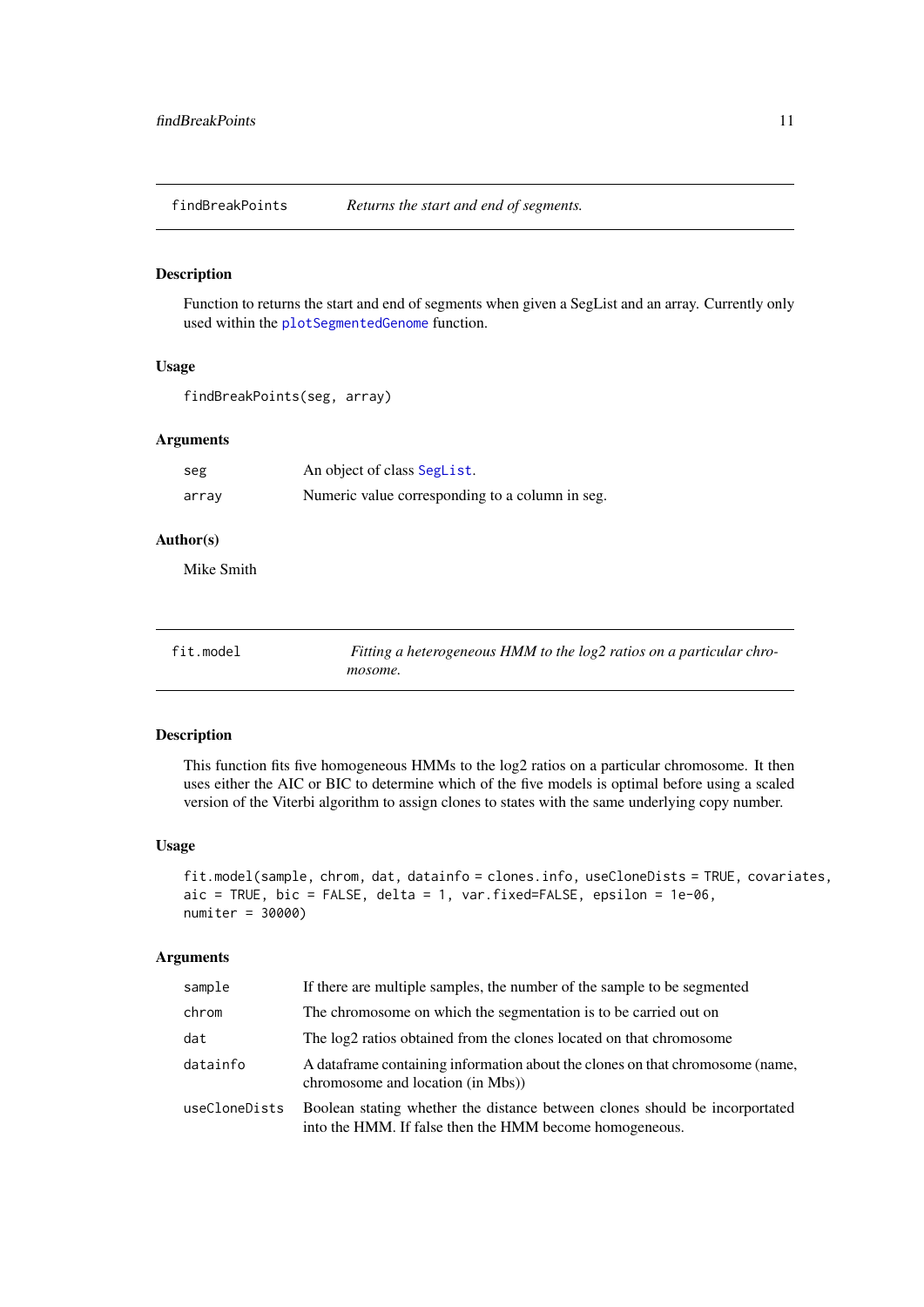## findBreakPoints — *Returns the start and end of segments.*

### Description

Function to returns the start and end of segments when given a SegList and an array. Currently only used within the plotSegmentedGenome function.

### Usage

```
findBreakPoints(seg, array)
```

### Arguments

| | |
|---|---|
| seg | An object of class SegList. |
| array | Numeric value corresponding to a column in seg. |

### Author(s)

Mike Smith

## fit.model — *Fitting a heterogeneous HMM to the log2 ratios on a particular chromosome.*

### Description

This function fits five homogeneous HMMs to the log2 ratios on a particular chromosome. It then uses either the AIC or BIC to determine which of the five models is optimal before using a scaled version of the Viterbi algorithm to assign clones to states with the same underlying copy number.

### Usage

```
fit.model(sample, chrom, dat, datainfo = clones.info, useCloneDists = TRUE, covariates,
aic = TRUE, bic = FALSE, delta = 1, var.fixed=FALSE, epsilon = 1e-06,
numiter = 30000)
```

### Arguments

| | |
|---|---|
| sample | If there are multiple samples, the number of the sample to be segmented |
| chrom | The chromosome on which the segmentation is to be carried out on |
| dat | The log2 ratios obtained from the clones located on that chromosome |
| datainfo | A dataframe containing information about the clones on that chromosome (name, chromosome and location (in Mbs)) |
| useCloneDists | Boolean stating whether the distance between clones should be incorportated into the HMM. If false then the HMM become homogeneous. |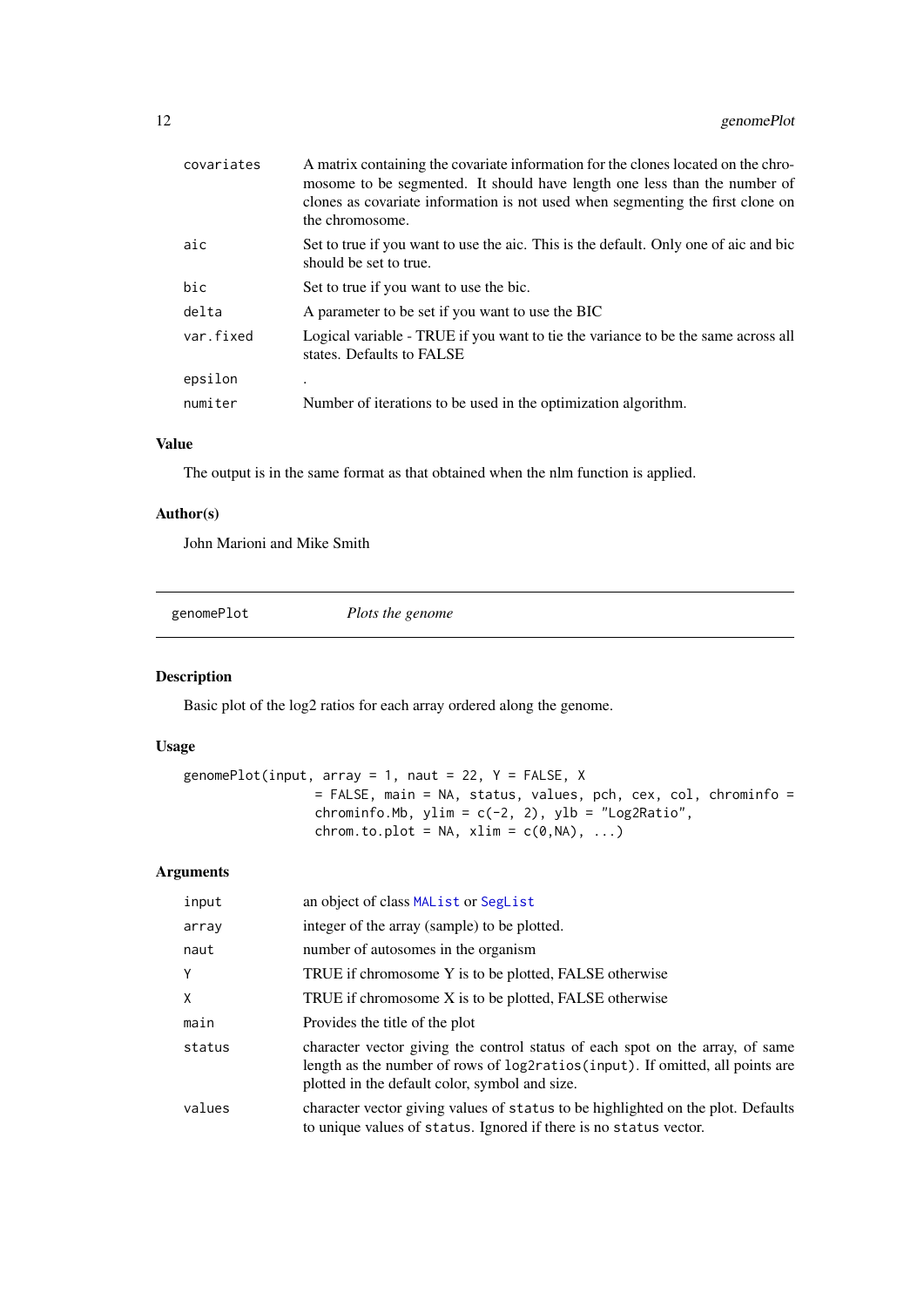| | |
|---|---|
| covariates | A matrix containing the covariate information for the clones located on the chromosome to be segmented. It should have length one less than the number of clones as covariate information is not used when segmenting the first clone on the chromosome. |
| aic | Set to true if you want to use the aic. This is the default. Only one of aic and bic should be set to true. |
| bic | Set to true if you want to use the bic. |
| delta | A parameter to be set if you want to use the BIC |
| var.fixed | Logical variable - TRUE if you want to tie the variance to be the same across all states. Defaults to FALSE |
| epsilon | . |
| numiter | Number of iterations to be used in the optimization algorithm. |

### Value

The output is in the same format as that obtained when the nlm function is applied.

### Author(s)

John Marioni and Mike Smith

---

## genomePlot *Plots the genome*

### Description

Basic plot of the log2 ratios for each array ordered along the genome.

### Usage

```
genomePlot(input, array = 1, naut = 22, Y = FALSE, X
                 = FALSE, main = NA, status, values, pch, cex, col, chrominfo =
                 chrominfo.Mb, ylim = c(-2, 2), ylb = "Log2Ratio",
                 chrom.to.plot = NA, xlim = c(0,NA), ...)
```

### Arguments

| | |
|---|---|
| input | an object of class MAList or SegList |
| array | integer of the array (sample) to be plotted. |
| naut | number of autosomes in the organism |
| Y | TRUE if chromosome Y is to be plotted, FALSE otherwise |
| X | TRUE if chromosome X is to be plotted, FALSE otherwise |
| main | Provides the title of the plot |
| status | character vector giving the control status of each spot on the array, of same length as the number of rows of `log2ratios(input)`. If omitted, all points are plotted in the default color, symbol and size. |
| values | character vector giving values of `status` to be highlighted on the plot. Defaults to unique values of `status`. Ignored if there is no `status` vector. |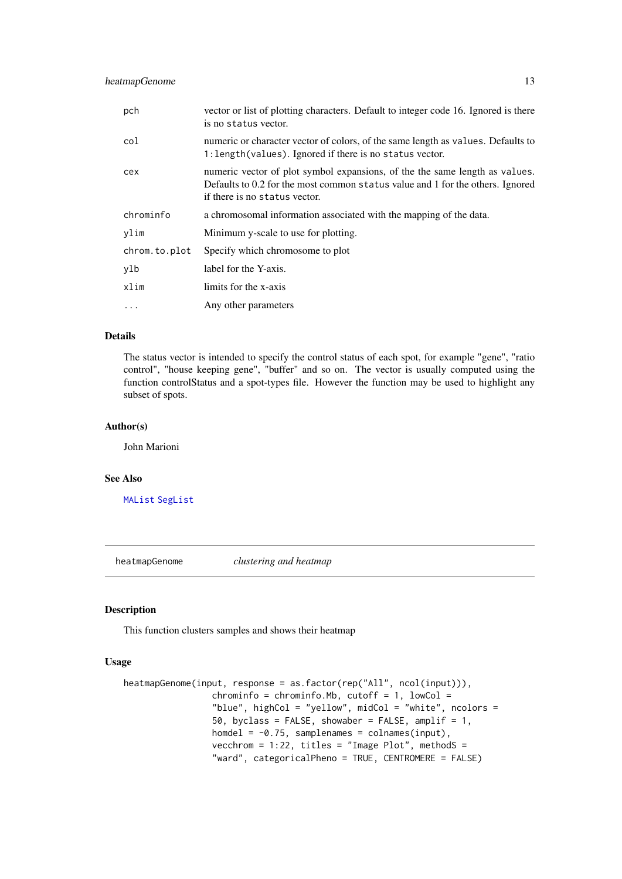| | |
|---|---|
| pch | vector or list of plotting characters. Default to integer code 16. Ignored is there is no status vector. |
| col | numeric or character vector of colors, of the same length as values. Defaults to 1:length(values). Ignored if there is no status vector. |
| cex | numeric vector of plot symbol expansions, of the the same length as values. Defaults to 0.2 for the most common status value and 1 for the others. Ignored if there is no status vector. |
| chrominfo | a chromosomal information associated with the mapping of the data. |
| ylim | Minimum y-scale to use for plotting. |
| chrom.to.plot | Specify which chromosome to plot |
| ylb | label for the Y-axis. |
| xlim | limits for the x-axis |
| ... | Any other parameters |

### Details

The status vector is intended to specify the control status of each spot, for example "gene", "ratio control", "house keeping gene", "buffer" and so on. The vector is usually computed using the function controlStatus and a spot-types file. However the function may be used to highlight any subset of spots.

### Author(s)

John Marioni

### See Also

MAList SegList

---

## heatmapGenome *clustering and heatmap*

### Description

This function clusters samples and shows their heatmap

### Usage

```
heatmapGenome(input, response = as.factor(rep("All", ncol(input))),
                chrominfo = chrominfo.Mb, cutoff = 1, lowCol =
                "blue", highCol = "yellow", midCol = "white", ncolors =
                50, byclass = FALSE, showaber = FALSE, amplif = 1,
                homdel = -0.75, samplenames = colnames(input),
                vecchrom = 1:22, titles = "Image Plot", methodS =
                "ward", categoricalPheno = TRUE, CENTROMERE = FALSE)
```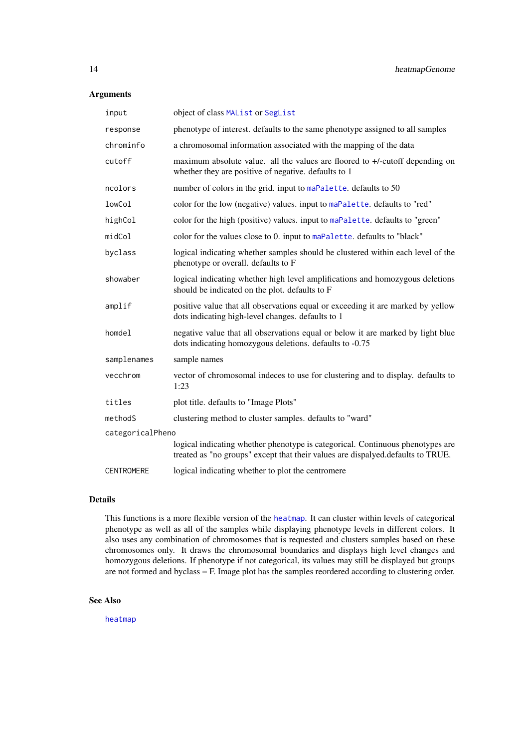### Arguments

| | |
|---|---|
| `input` | object of class `MAList` or `SegList` |
| `response` | phenotype of interest. defaults to the same phenotype assigned to all samples |
| `chrominfo` | a chromosomal information associated with the mapping of the data |
| `cutoff` | maximum absolute value. all the values are floored to +/-cutoff depending on whether they are positive of negative. defaults to 1 |
| `ncolors` | number of colors in the grid. input to `maPalette`. defaults to 50 |
| `lowCol` | color for the low (negative) values. input to `maPalette`. defaults to "red" |
| `highCol` | color for the high (positive) values. input to `maPalette`. defaults to "green" |
| `midCol` | color for the values close to 0. input to `maPalette`. defaults to "black" |
| `byclass` | logical indicating whether samples should be clustered within each level of the phenotype or overall. defaults to F |
| `showaber` | logical indicating whether high level amplifications and homozygous deletions should be indicated on the plot. defaults to F |
| `amplif` | positive value that all observations equal or exceeding it are marked by yellow dots indicating high-level changes. defaults to 1 |
| `homdel` | negative value that all observations equal or below it are marked by light blue dots indicating homozygous deletions. defaults to -0.75 |
| `samplenames` | sample names |
| `vecchrom` | vector of chromosomal indeces to use for clustering and to display. defaults to 1:23 |
| `titles` | plot title. defaults to "Image Plots" |
| `methodS` | clustering method to cluster samples. defaults to "ward" |
| `categoricalPheno` | logical indicating whether phenotype is categorical. Continuous phenotypes are treated as "no groups" except that their values are dispalyed.defaults to TRUE. |
| `CENTROMERE` | logical indicating whether to plot the centromere |

### Details

This functions is a more flexible version of the `heatmap`. It can cluster within levels of categorical phenotype as well as all of the samples while displaying phenotype levels in different colors. It also uses any combination of chromosomes that is requested and clusters samples based on these chromosomes only. It draws the chromosomal boundaries and displays high level changes and homozygous deletions. If phenotype if not categorical, its values may still be displayed but groups are not formed and byclass = F. Image plot has the samples reordered according to clustering order.

### See Also

`heatmap`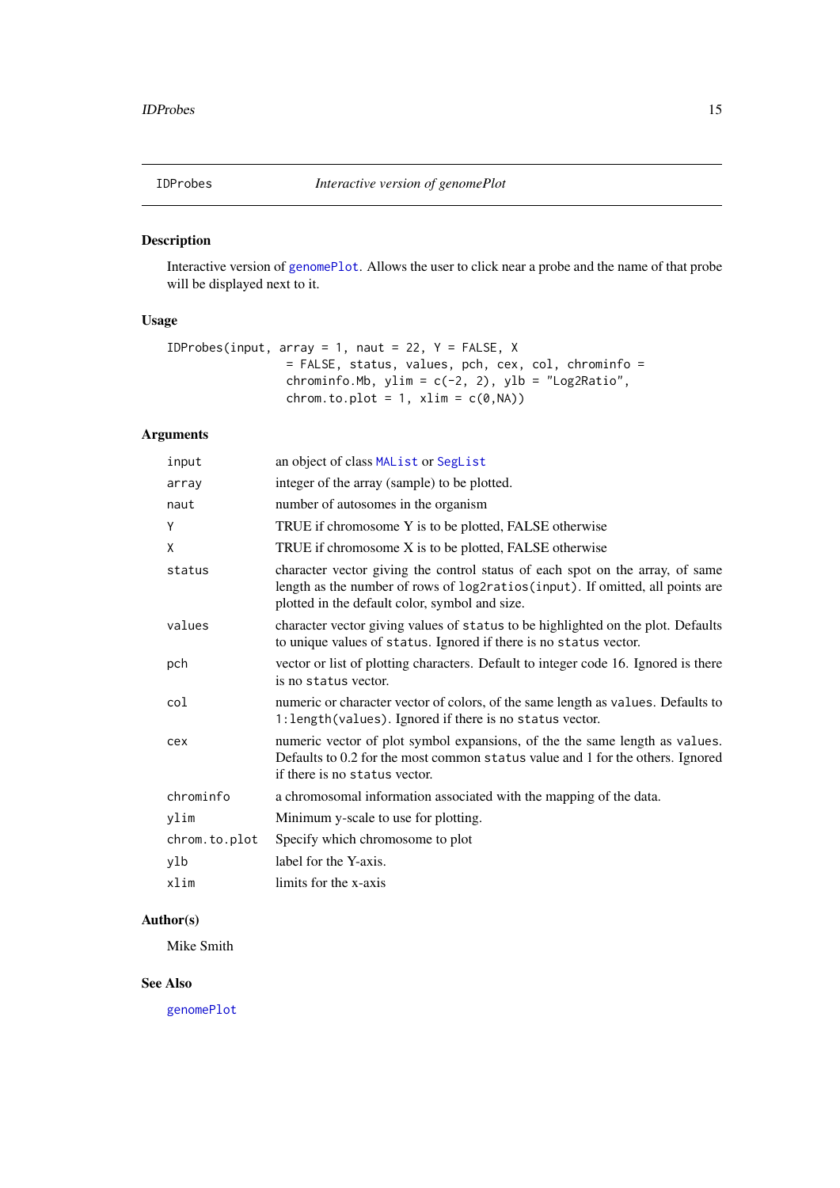IDProbes *Interactive version of genomePlot*

## Description

Interactive version of genomePlot. Allows the user to click near a probe and the name of that probe will be displayed next to it.

## Usage

```
IDProbes(input, array = 1, naut = 22, Y = FALSE, X
                 = FALSE, status, values, pch, cex, col, chrominfo =
                 chrominfo.Mb, ylim = c(-2, 2), ylb = "Log2Ratio",
                 chrom.to.plot = 1, xlim = c(0,NA))
```

## Arguments

| | |
|---|---|
| `input` | an object of class `MAList` or `SegList` |
| `array` | integer of the array (sample) to be plotted. |
| `naut` | number of autosomes in the organism |
| `Y` | TRUE if chromosome Y is to be plotted, FALSE otherwise |
| `X` | TRUE if chromosome X is to be plotted, FALSE otherwise |
| `status` | character vector giving the control status of each spot on the array, of same length as the number of rows of `log2ratios(input)`. If omitted, all points are plotted in the default color, symbol and size. |
| `values` | character vector giving values of `status` to be highlighted on the plot. Defaults to unique values of `status`. Ignored if there is no `status` vector. |
| `pch` | vector or list of plotting characters. Default to integer code 16. Ignored is there is no `status` vector. |
| `col` | numeric or character vector of colors, of the same length as `values`. Defaults to `1:length(values)`. Ignored if there is no `status` vector. |
| `cex` | numeric vector of plot symbol expansions, of the the same length as `values`. Defaults to 0.2 for the most common `status` value and 1 for the others. Ignored if there is no `status` vector. |
| `chrominfo` | a chromosomal information associated with the mapping of the data. |
| `ylim` | Minimum y-scale to use for plotting. |
| `chrom.to.plot` | Specify which chromosome to plot |
| `ylb` | label for the Y-axis. |
| `xlim` | limits for the x-axis |

## Author(s)

Mike Smith

## See Also

`genomePlot`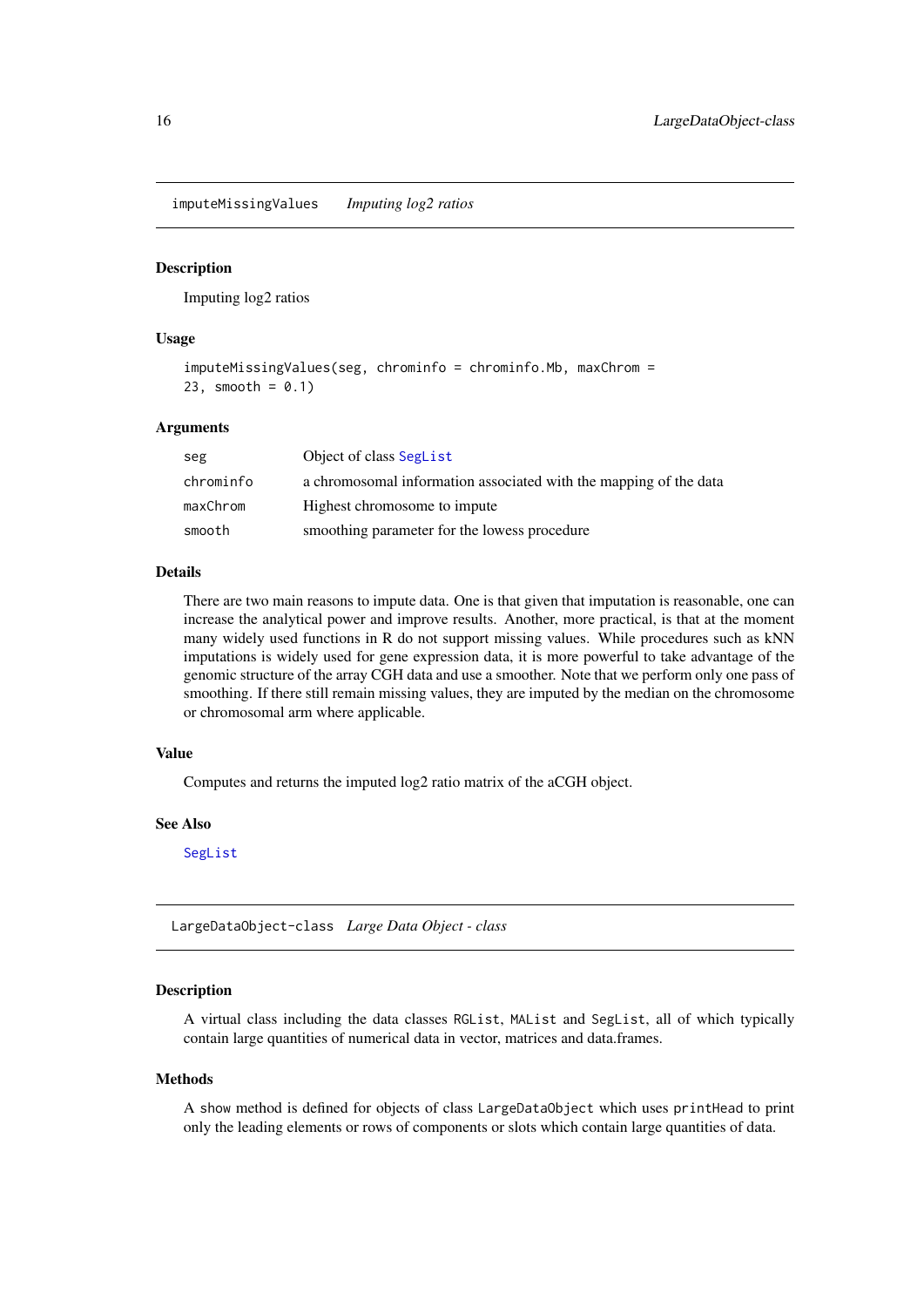## imputeMissingValues *Imputing log2 ratios*

### Description

Imputing log2 ratios

### Usage

```
imputeMissingValues(seg, chrominfo = chrominfo.Mb, maxChrom =
23, smooth = 0.1)
```

### Arguments

| | |
|---|---|
| seg | Object of class SegList |
| chrominfo | a chromosomal information associated with the mapping of the data |
| maxChrom | Highest chromosome to impute |
| smooth | smoothing parameter for the lowess procedure |

### Details

There are two main reasons to impute data. One is that given that imputation is reasonable, one can increase the analytical power and improve results. Another, more practical, is that at the moment many widely used functions in R do not support missing values. While procedures such as kNN imputations is widely used for gene expression data, it is more powerful to take advantage of the genomic structure of the array CGH data and use a smoother. Note that we perform only one pass of smoothing. If there still remain missing values, they are imputed by the median on the chromosome or chromosomal arm where applicable.

### Value

Computes and returns the imputed log2 ratio matrix of the aCGH object.

### See Also

SegList

## LargeDataObject-class *Large Data Object - class*

### Description

A virtual class including the data classes `RGList`, `MAList` and `SegList`, all of which typically contain large quantities of numerical data in vector, matrices and data.frames.

### Methods

A `show` method is defined for objects of class `LargeDataObject` which uses `printHead` to print only the leading elements or rows of components or slots which contain large quantities of data.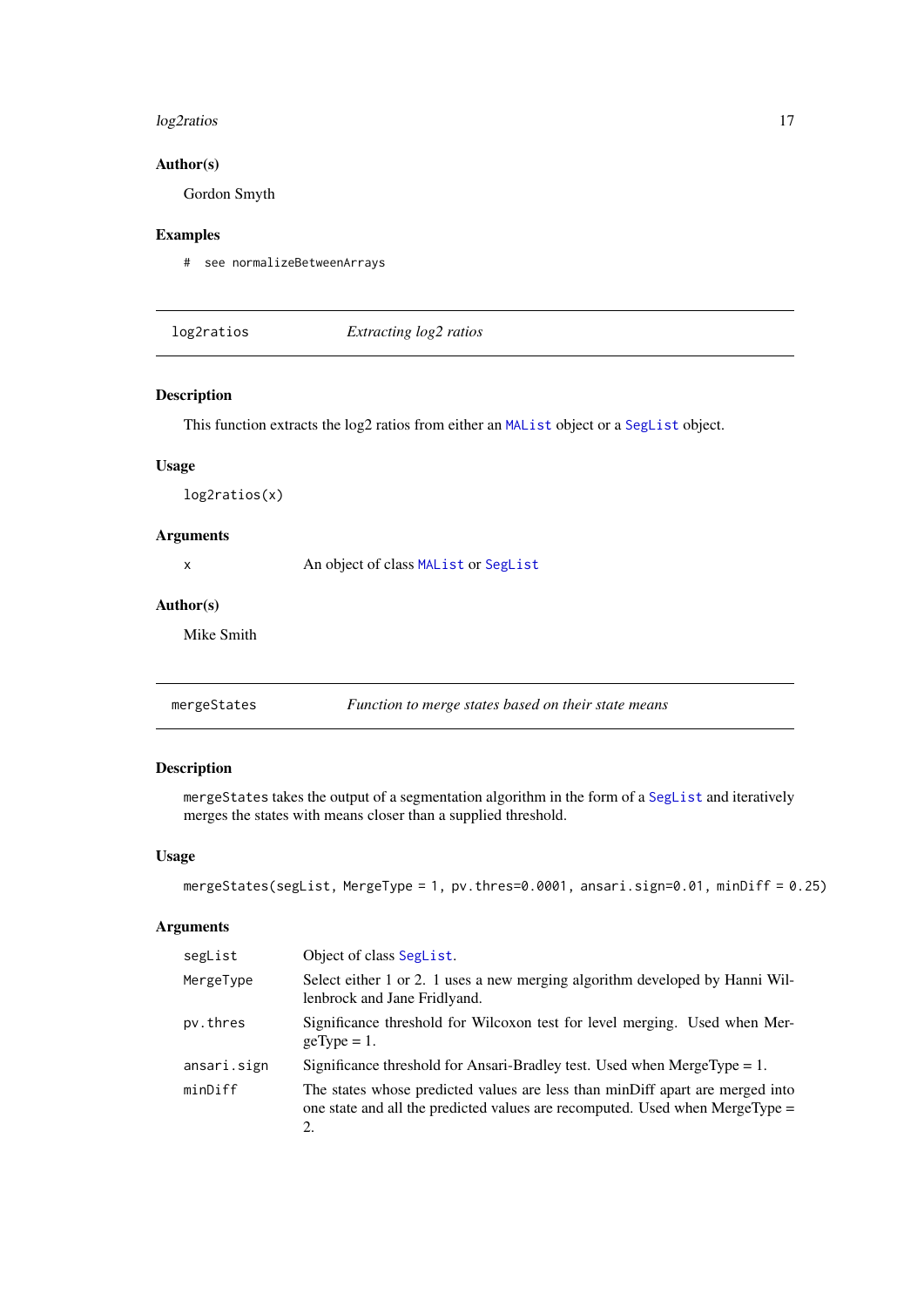### Author(s)

Gordon Smyth

### Examples

```
#  see normalizeBetweenArrays
```

---

## log2ratios — *Extracting log2 ratios*

---

### Description

This function extracts the log2 ratios from either an `MAList` object or a `SegList` object.

### Usage

```
log2ratios(x)
```

### Arguments

| | |
|---|---|
| `x` | An object of class `MAList` or `SegList` |

### Author(s)

Mike Smith

---

## mergeStates — *Function to merge states based on their state means*

---

### Description

`mergeStates` takes the output of a segmentation algorithm in the form of a `SegList` and iteratively merges the states with means closer than a supplied threshold.

### Usage

```
mergeStates(segList, MergeType = 1, pv.thres=0.0001, ansari.sign=0.01, minDiff = 0.25)
```

### Arguments

| | |
|---|---|
| `segList` | Object of class `SegList`. |
| `MergeType` | Select either 1 or 2. 1 uses a new merging algorithm developed by Hanni Willenbrock and Jane Fridlyand. |
| `pv.thres` | Significance threshold for Wilcoxon test for level merging. Used when MergeType = 1. |
| `ansari.sign` | Significance threshold for Ansari-Bradley test. Used when MergeType = 1. |
| `minDiff` | The states whose predicted values are less than minDiff apart are merged into one state and all the predicted values are recomputed. Used when MergeType = 2. |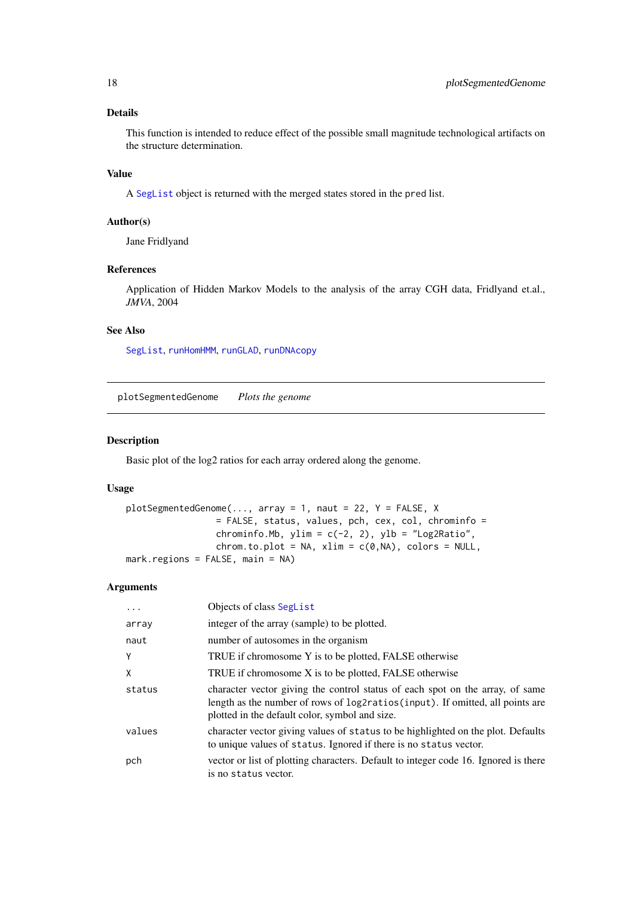### Details

This function is intended to reduce effect of the possible small magnitude technological artifacts on the structure determination.

### Value

A SegList object is returned with the merged states stored in the pred list.

### Author(s)

Jane Fridlyand

### References

Application of Hidden Markov Models to the analysis of the array CGH data, Fridlyand et.al., *JMVA*, 2004

### See Also

SegList, runHomHMM, runGLAD, runDNAcopy

---

## plotSegmentedGenome *Plots the genome*

### Description

Basic plot of the log2 ratios for each array ordered along the genome.

### Usage

```
plotSegmentedGenome(..., array = 1, naut = 22, Y = FALSE, X
                 = FALSE, status, values, pch, cex, col, chrominfo =
                 chrominfo.Mb, ylim = c(-2, 2), ylb = "Log2Ratio",
                 chrom.to.plot = NA, xlim = c(0,NA), colors = NULL,
mark.regions = FALSE, main = NA)
```

### Arguments

| | |
|---|---|
| ... | Objects of class SegList |
| array | integer of the array (sample) to be plotted. |
| naut | number of autosomes in the organism |
| Y | TRUE if chromosome Y is to be plotted, FALSE otherwise |
| X | TRUE if chromosome X is to be plotted, FALSE otherwise |
| status | character vector giving the control status of each spot on the array, of same length as the number of rows of log2ratios(input). If omitted, all points are plotted in the default color, symbol and size. |
| values | character vector giving values of status to be highlighted on the plot. Defaults to unique values of status. Ignored if there is no status vector. |
| pch | vector or list of plotting characters. Default to integer code 16. Ignored is there is no status vector. |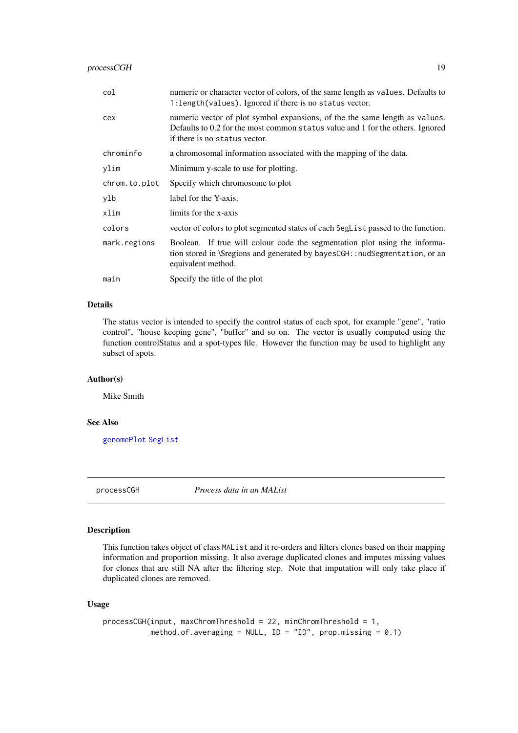| | |
|---|---|
| `col` | numeric or character vector of colors, of the same length as `values`. Defaults to `1:length(values)`. Ignored if there is no `status` vector. |
| `cex` | numeric vector of plot symbol expansions, of the the same length as `values`. Defaults to 0.2 for the most common `status` value and 1 for the others. Ignored if there is no `status` vector. |
| `chrominfo` | a chromosomal information associated with the mapping of the data. |
| `ylim` | Minimum y-scale to use for plotting. |
| `chrom.to.plot` | Specify which chromosome to plot |
| `ylb` | label for the Y-axis. |
| `xlim` | limits for the x-axis |
| `colors` | vector of colors to plot segmented states of each `SegList` passed to the function. |
| `mark.regions` | Boolean. If true will colour code the segmentation plot using the information stored in \$regions and generated by `bayesCGH::nudSegmentation`, or an equivalent method. |
| `main` | Specify the title of the plot |

### Details

The status vector is intended to specify the control status of each spot, for example "gene", "ratio control", "house keeping gene", "buffer" and so on. The vector is usually computed using the function controlStatus and a spot-types file. However the function may be used to highlight any subset of spots.

### Author(s)

Mike Smith

### See Also

`genomePlot` `SegList`

---

## `processCGH` *Process data in an MAList*

### Description

This function takes object of class `MAList` and it re-orders and filters clones based on their mapping information and proportion missing. It also average duplicated clones and imputes missing values for clones that are still NA after the filtering step. Note that imputation will only take place if duplicated clones are removed.

### Usage

```
processCGH(input, maxChromThreshold = 22, minChromThreshold = 1,
           method.of.averaging = NULL, ID = "ID", prop.missing = 0.1)
```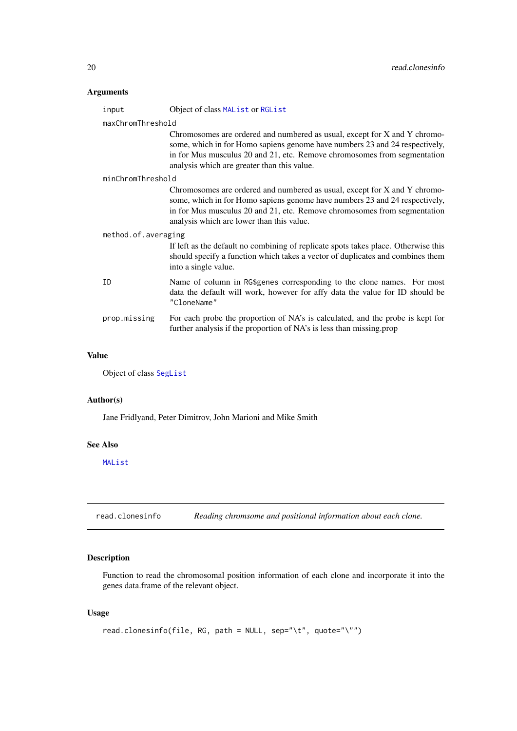### Arguments

- `input` Object of class `MAList` or `RGList`
- `maxChromThreshold` Chromosomes are ordered and numbered as usual, except for X and Y chromosome, which in for Homo sapiens genome have numbers 23 and 24 respectively, in for Mus musculus 20 and 21, etc. Remove chromosomes from segmentation analysis which are greater than this value.
- `minChromThreshold` Chromosomes are ordered and numbered as usual, except for X and Y chromosome, which in for Homo sapiens genome have numbers 23 and 24 respectively, in for Mus musculus 20 and 21, etc. Remove chromosomes from segmentation analysis which are lower than this value.
- `method.of.averaging` If left as the default no combining of replicate spots takes place. Otherwise this should specify a function which takes a vector of duplicates and combines them into a single value.
- `ID` Name of column in `RG$genes` corresponding to the clone names. For most data the default will work, however for affy data the value for ID should be `"CloneName"`
- `prop.missing` For each probe the proportion of NA's is calculated, and the probe is kept for further analysis if the proportion of NA's is less than missing.prop

### Value

Object of class `SegList`

### Author(s)

Jane Fridlyand, Peter Dimitrov, John Marioni and Mike Smith

### See Also

`MAList`

---

## read.clonesinfo *Reading chromsome and positional information about each clone.*

---

### Description

Function to read the chromosomal position information of each clone and incorporate it into the genes data.frame of the relevant object.

### Usage

```
read.clonesinfo(file, RG, path = NULL, sep="\t", quote="\"")
```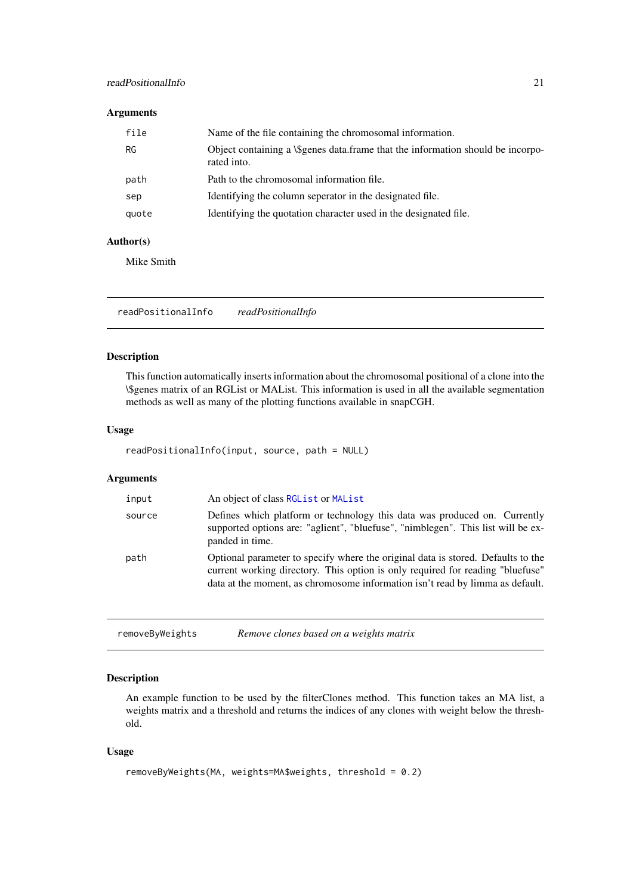### Arguments

| | |
|---|---|
| `file` | Name of the file containing the chromosomal information. |
| `RG` | Object containing a \$genes data.frame that the information should be incorporated into. |
| `path` | Path to the chromosomal information file. |
| `sep` | Identifying the column seperator in the designated file. |
| `quote` | Identifying the quotation character used in the designated file. |

### Author(s)

Mike Smith

---

## `readPositionalInfo` *readPositionalInfo*

---

### Description

This function automatically inserts information about the chromosomal positional of a clone into the \$genes matrix of an RGList or MAList. This information is used in all the available segmentation methods as well as many of the plotting functions available in snapCGH.

### Usage

```
readPositionalInfo(input, source, path = NULL)
```

### Arguments

| | |
|---|---|
| `input` | An object of class `RGList` or `MAList` |
| `source` | Defines which platform or technology this data was produced on. Currently supported options are: "aglient", "bluefuse", "nimblegen". This list will be expanded in time. |
| `path` | Optional parameter to specify where the original data is stored. Defaults to the current working directory. This option is only required for reading "bluefuse" data at the moment, as chromosome information isn't read by limma as default. |

---

## `removeByWeights` *Remove clones based on a weights matrix*

---

### Description

An example function to be used by the filterClones method. This function takes an MA list, a weights matrix and a threshold and returns the indices of any clones with weight below the threshold.

### Usage

```
removeByWeights(MA, weights=MA$weights, threshold = 0.2)
```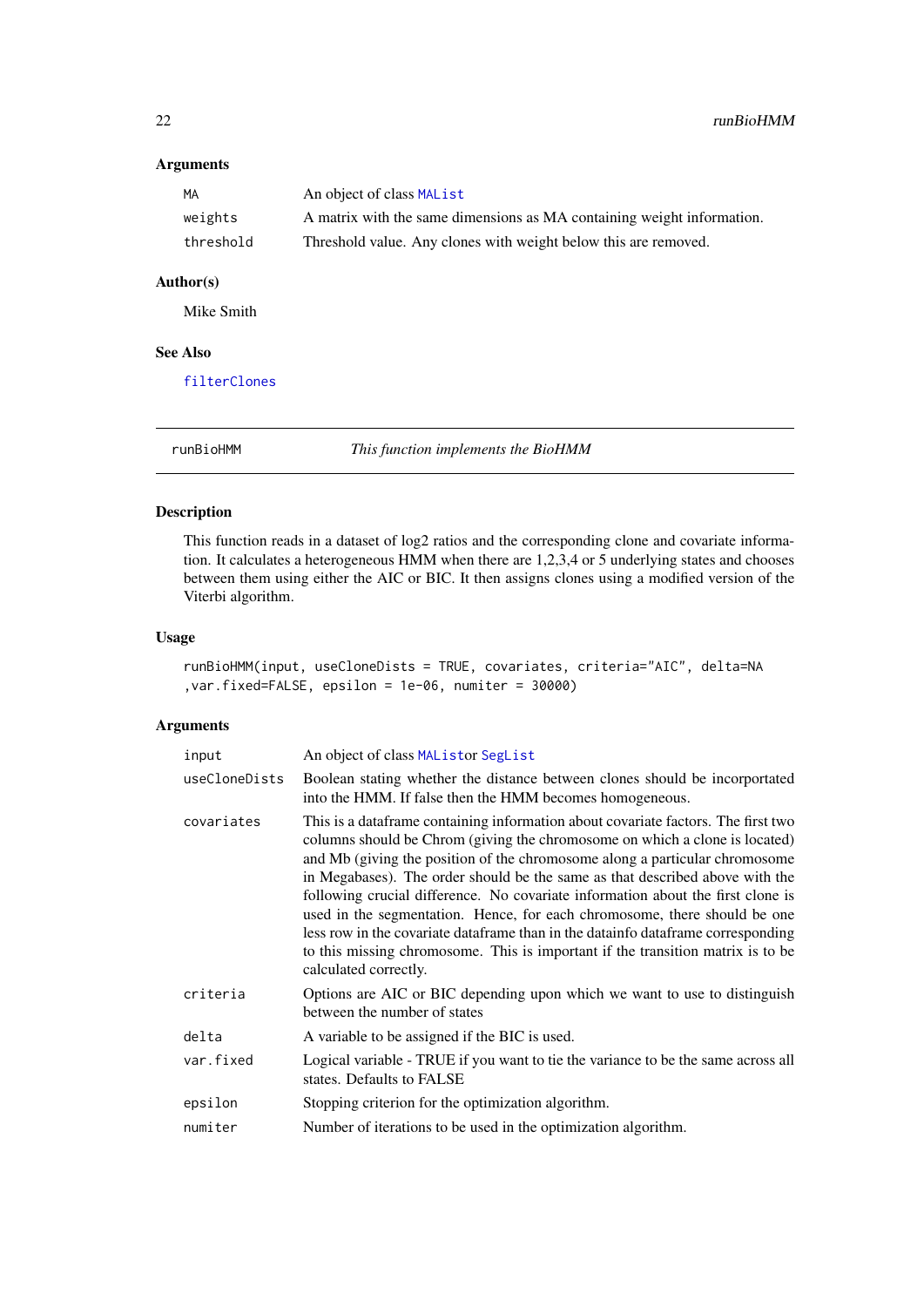### Arguments

| | |
|---|---|
| MA | An object of class MAList |
| weights | A matrix with the same dimensions as MA containing weight information. |
| threshold | Threshold value. Any clones with weight below this are removed. |

### Author(s)

Mike Smith

### See Also

filterClones

---

## runBioHMM — *This function implements the BioHMM*

### Description

This function reads in a dataset of log2 ratios and the corresponding clone and covariate information. It calculates a heterogeneous HMM when there are 1,2,3,4 or 5 underlying states and chooses between them using either the AIC or BIC. It then assigns clones using a modified version of the Viterbi algorithm.

### Usage

```
runBioHMM(input, useCloneDists = TRUE, covariates, criteria="AIC", delta=NA
,var.fixed=FALSE, epsilon = 1e-06, numiter = 30000)
```

### Arguments

| | |
|---|---|
| input | An object of class MAListor SegList |
| useCloneDists | Boolean stating whether the distance between clones should be incorportated into the HMM. If false then the HMM becomes homogeneous. |
| covariates | This is a dataframe containing information about covariate factors. The first two columns should be Chrom (giving the chromosome on which a clone is located) and Mb (giving the position of the chromosome along a particular chromosome in Megabases). The order should be the same as that described above with the following crucial difference. No covariate information about the first clone is used in the segmentation. Hence, for each chromosome, there should be one less row in the covariate dataframe than in the datainfo dataframe corresponding to this missing chromosome. This is important if the transition matrix is to be calculated correctly. |
| criteria | Options are AIC or BIC depending upon which we want to use to distinguish between the number of states |
| delta | A variable to be assigned if the BIC is used. |
| var.fixed | Logical variable - TRUE if you want to tie the variance to be the same across all states. Defaults to FALSE |
| epsilon | Stopping criterion for the optimization algorithm. |
| numiter | Number of iterations to be used in the optimization algorithm. |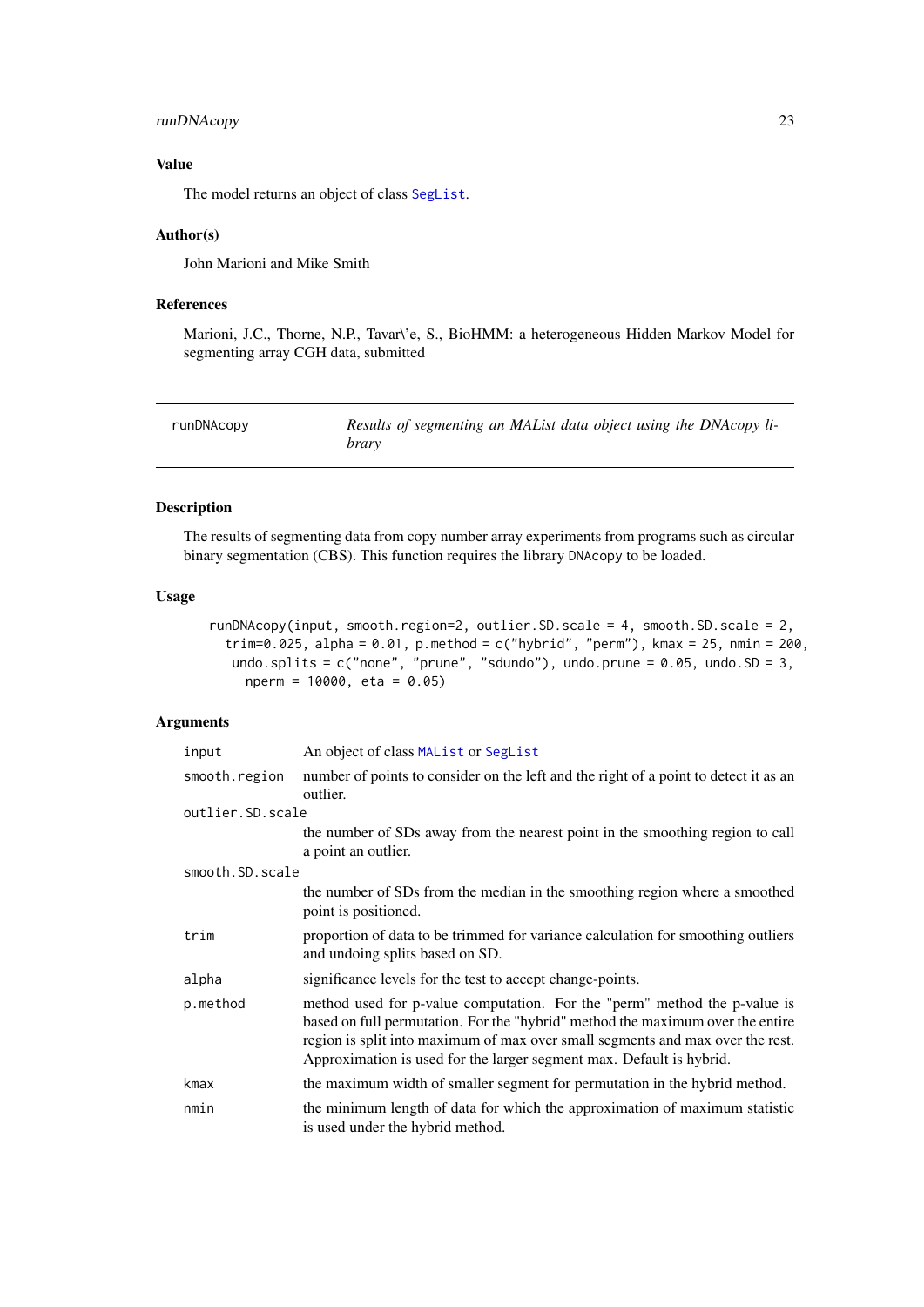### Value

The model returns an object of class SegList.

### Author(s)

John Marioni and Mike Smith

### References

Marioni, J.C., Thorne, N.P., Tavar\'e, S., BioHMM: a heterogeneous Hidden Markov Model for segmenting array CGH data, submitted

---

## runDNAcopy — *Results of segmenting an MAList data object using the DNAcopy library*

---

### Description

The results of segmenting data from copy number array experiments from programs such as circular binary segmentation (CBS). This function requires the library DNAcopy to be loaded.

### Usage

```
runDNAcopy(input, smooth.region=2, outlier.SD.scale = 4, smooth.SD.scale = 2,
  trim=0.025, alpha = 0.01, p.method = c("hybrid", "perm"), kmax = 25, nmin = 200,
   undo.splits = c("none", "prune", "sdundo"), undo.prune = 0.05, undo.SD = 3,
     nperm = 10000, eta = 0.05)
```

### Arguments

| | |
|---|---|
| `input` | An object of class MAList or SegList |
| `smooth.region` | number of points to consider on the left and the right of a point to detect it as an outlier. |
| `outlier.SD.scale` | the number of SDs away from the nearest point in the smoothing region to call a point an outlier. |
| `smooth.SD.scale` | the number of SDs from the median in the smoothing region where a smoothed point is positioned. |
| `trim` | proportion of data to be trimmed for variance calculation for smoothing outliers and undoing splits based on SD. |
| `alpha` | significance levels for the test to accept change-points. |
| `p.method` | method used for p-value computation. For the "perm" method the p-value is based on full permutation. For the "hybrid" method the maximum over the entire region is split into maximum of max over small segments and max over the rest. Approximation is used for the larger segment max. Default is hybrid. |
| `kmax` | the maximum width of smaller segment for permutation in the hybrid method. |
| `nmin` | the minimum length of data for which the approximation of maximum statistic is used under the hybrid method. |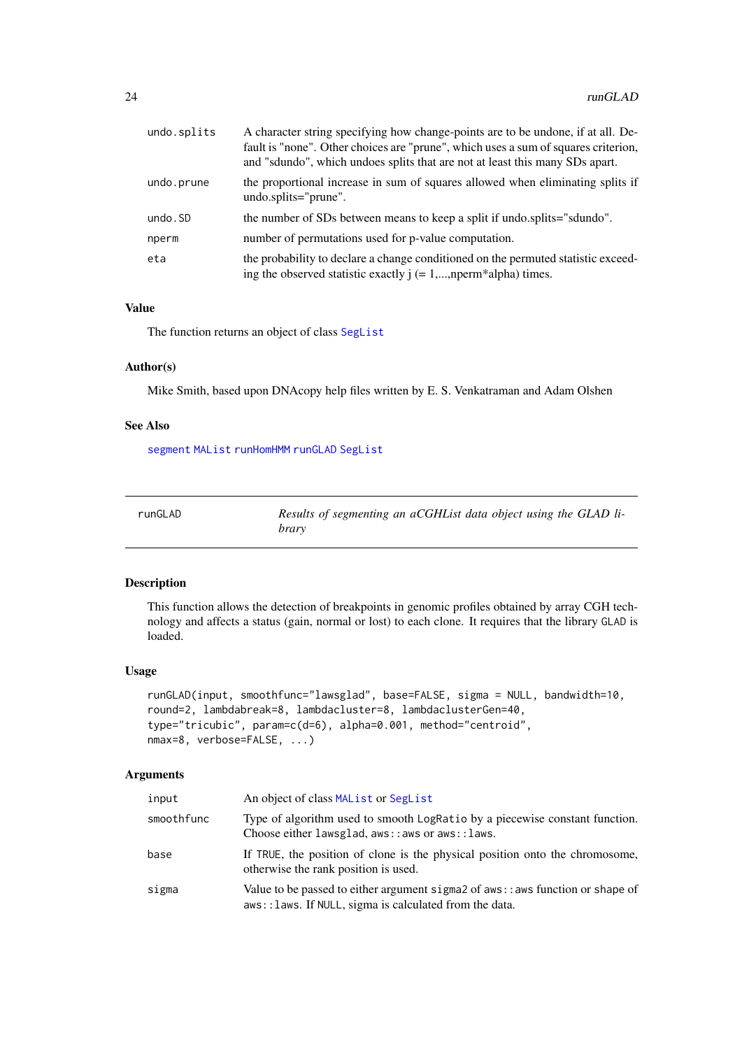| | |
|---|---|
| undo.splits | A character string specifying how change-points are to be undone, if at all. Default is "none". Other choices are "prune", which uses a sum of squares criterion, and "sdundo", which undoes splits that are not at least this many SDs apart. |
| undo.prune | the proportional increase in sum of squares allowed when eliminating splits if undo.splits="prune". |
| undo.SD | the number of SDs between means to keep a split if undo.splits="sdundo". |
| nperm | number of permutations used for p-value computation. |
| eta | the probability to declare a change conditioned on the permuted statistic exceeding the observed statistic exactly j (= 1,...,nperm*alpha) times. |

### Value

The function returns an object of class `SegList`

### Author(s)

Mike Smith, based upon DNAcopy help files written by E. S. Venkatraman and Adam Olshen

### See Also

`segment` `MAList` `runHomHMM` `runGLAD` `SegList`

---

## runGLAD — *Results of segmenting an aCGHList data object using the GLAD library*

---

### Description

This function allows the detection of breakpoints in genomic profiles obtained by array CGH technology and affects a status (gain, normal or lost) to each clone. It requires that the library `GLAD` is loaded.

### Usage

```
runGLAD(input, smoothfunc="lawsglad", base=FALSE, sigma = NULL, bandwidth=10,
round=2, lambdabreak=8, lambdacluster=8, lambdaclusterGen=40,
type="tricubic", param=c(d=6), alpha=0.001, method="centroid",
nmax=8, verbose=FALSE, ...)
```

### Arguments

| | |
|---|---|
| input | An object of class `MAList` or `SegList` |
| smoothfunc | Type of algorithm used to smooth `LogRatio` by a piecewise constant function. Choose either `lawsglad`, `aws::aws` or `aws::laws`. |
| base | If `TRUE`, the position of clone is the physical position onto the chromosome, otherwise the rank position is used. |
| sigma | Value to be passed to either argument `sigma2` of `aws::aws` function or shape of `aws::laws`. If `NULL`, sigma is calculated from the data. |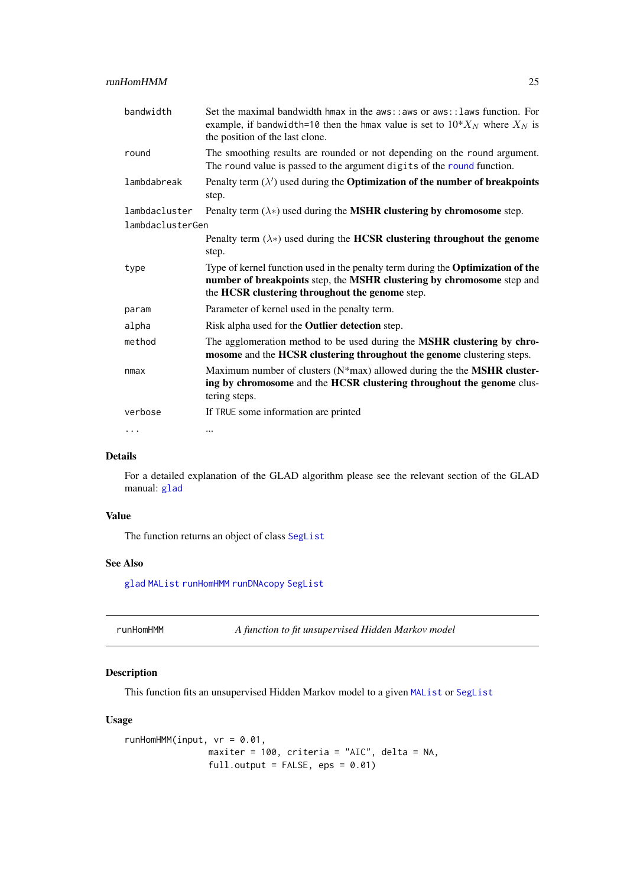| | |
|---|---|
| bandwidth | Set the maximal bandwidth hmax in the aws::aws or aws::laws function. For example, if bandwidth=10 then the hmax value is set to $10{*}X_N$ where $X_N$ is the position of the last clone. |
| round | The smoothing results are rounded or not depending on the round argument. The round value is passed to the argument digits of the round function. |
| lambdabreak | Penalty term ($\lambda'$) used during the **Optimization of the number of breakpoints** step. |
| lambdacluster | Penalty term ($\lambda *$) used during the **MSHR clustering by chromosome** step. |
| lambdaclusterGen | Penalty term ($\lambda *$) used during the **HCSR clustering throughout the genome** step. |
| type | Type of kernel function used in the penalty term during the **Optimization of the number of breakpoints** step, the **MSHR clustering by chromosome** step and the **HCSR clustering throughout the genome** step. |
| param | Parameter of kernel used in the penalty term. |
| alpha | Risk alpha used for the **Outlier detection** step. |
| method | The agglomeration method to be used during the **MSHR clustering by chromosome** and the **HCSR clustering throughout the genome** clustering steps. |
| nmax | Maximum number of clusters (N*max) allowed during the the **MSHR clustering by chromosome** and the **HCSR clustering throughout the genome** clustering steps. |
| verbose | If TRUE some information are printed |
| ... | ... |

## Details

For a detailed explanation of the GLAD algorithm please see the relevant section of the GLAD manual: glad

## Value

The function returns an object of class SegList

## See Also

glad MAList runHomHMM runDNAcopy SegList

---

# runHomHMM — *A function to fit unsupervised Hidden Markov model*

## Description

This function fits an unsupervised Hidden Markov model to a given MAList or SegList

## Usage

```
runHomHMM(input, vr = 0.01,
                maxiter = 100, criteria = "AIC", delta = NA,
                full.output = FALSE, eps = 0.01)
```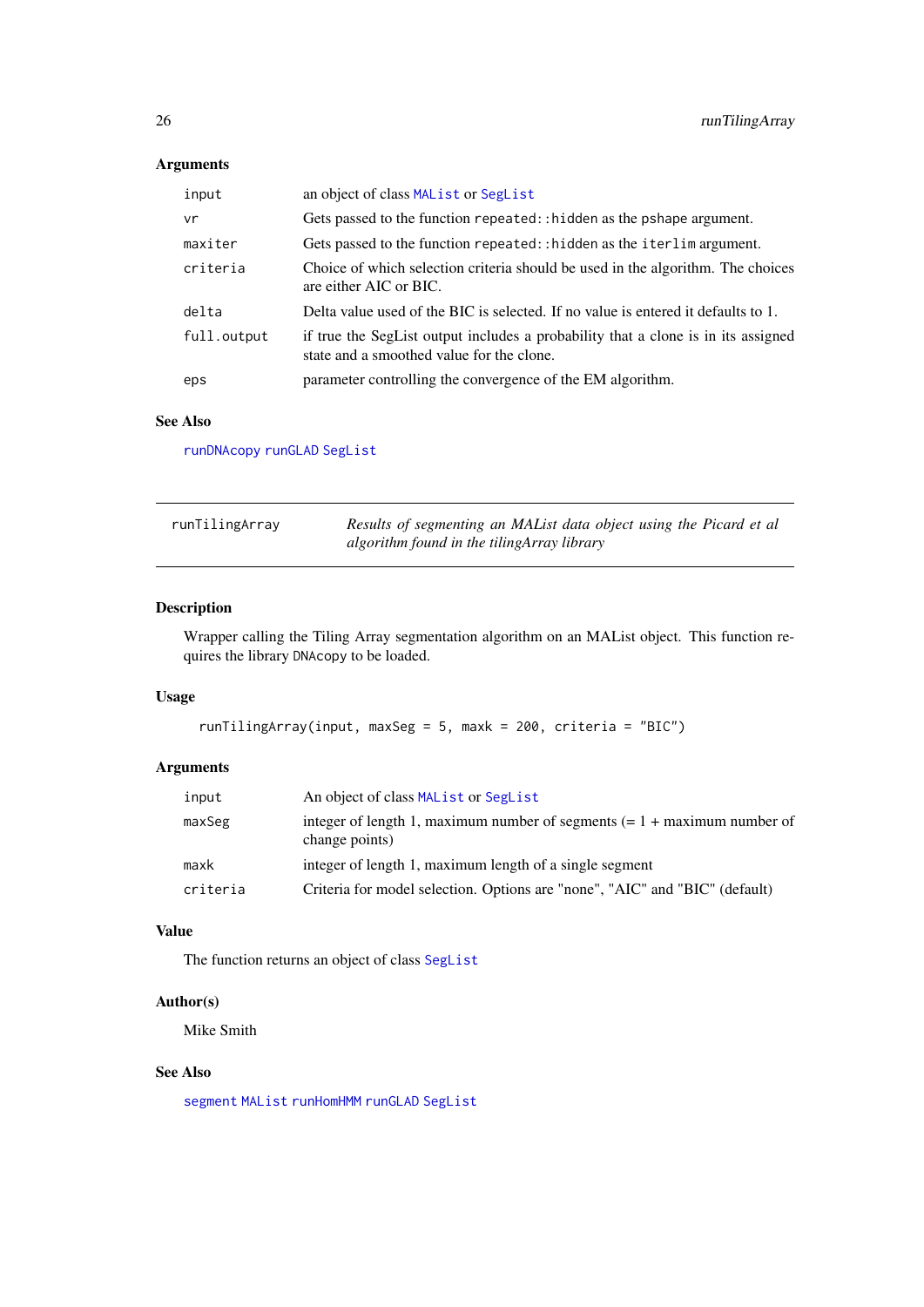## Arguments

| | |
|---|---|
| `input` | an object of class `MAList` or `SegList` |
| `vr` | Gets passed to the function `repeated::hidden` as the pshape argument. |
| `maxiter` | Gets passed to the function `repeated::hidden` as the `iterlim` argument. |
| `criteria` | Choice of which selection criteria should be used in the algorithm. The choices are either AIC or BIC. |
| `delta` | Delta value used of the BIC is selected. If no value is entered it defaults to 1. |
| `full.output` | if true the SegList output includes a probability that a clone is in its assigned state and a smoothed value for the clone. |
| `eps` | parameter controlling the convergence of the EM algorithm. |

## See Also

`runDNAcopy` `runGLAD` `SegList`

---

# runTilingArray — *Results of segmenting an MAList data object using the Picard et al algorithm found in the tilingArray library*

## Description

Wrapper calling the Tiling Array segmentation algorithm on an MAList object. This function requires the library `DNAcopy` to be loaded.

## Usage

```
runTilingArray(input, maxSeg = 5, maxk = 200, criteria = "BIC")
```

## Arguments

| | |
|---|---|
| `input` | An object of class `MAList` or `SegList` |
| `maxSeg` | integer of length 1, maximum number of segments (= 1 + maximum number of change points) |
| `maxk` | integer of length 1, maximum length of a single segment |
| `criteria` | Criteria for model selection. Options are "none", "AIC" and "BIC" (default) |

## Value

The function returns an object of class `SegList`

## Author(s)

Mike Smith

## See Also

`segment` `MAList` `runHomHMM` `runGLAD` `SegList`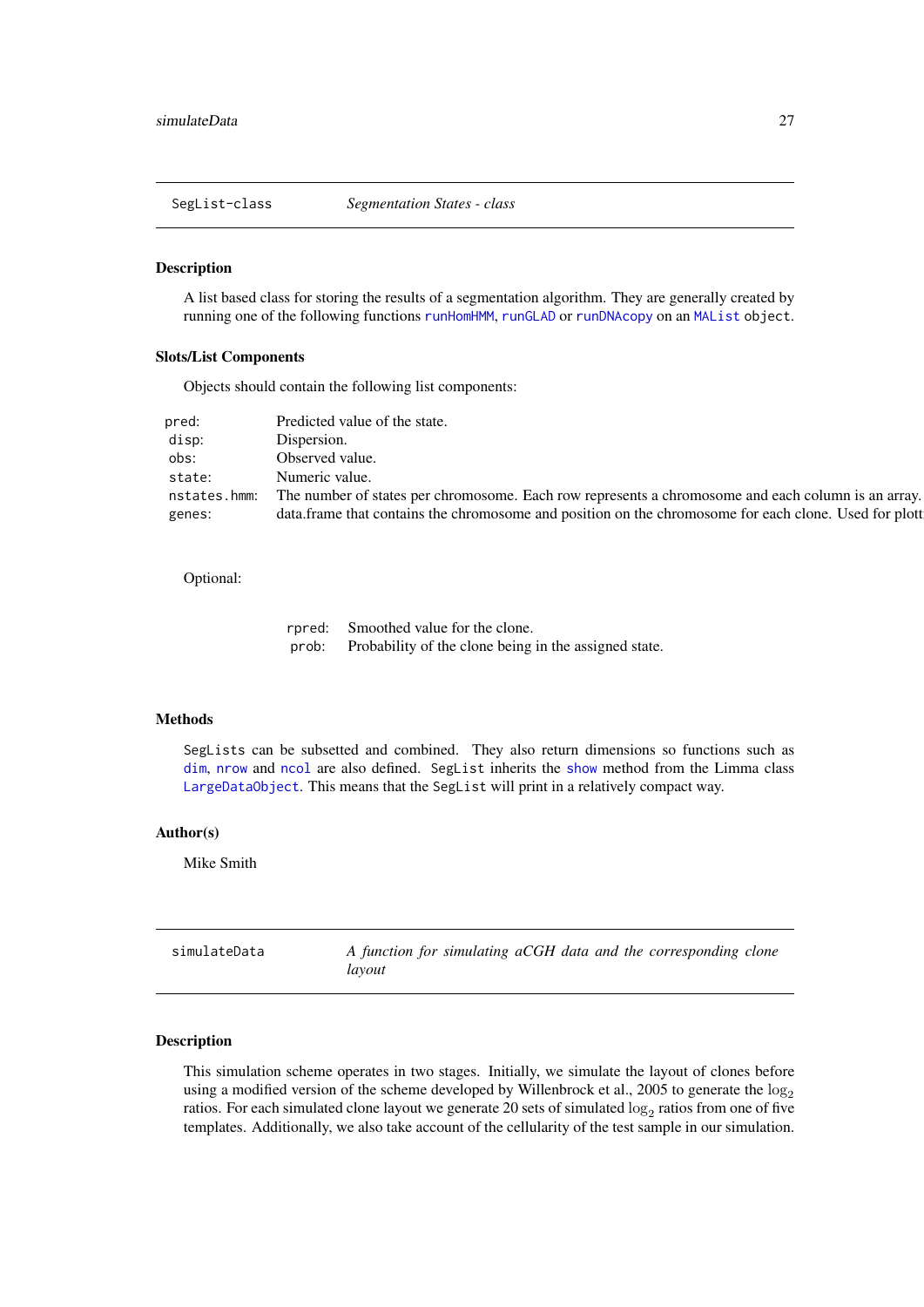## SegList-class *Segmentation States - class*

### Description

A list based class for storing the results of a segmentation algorithm. They are generally created by running one of the following functions `runHomHMM`, `runGLAD` or `runDNAcopy` on an `MAList` object.

### Slots/List Components

Objects should contain the following list components:

| | |
|---|---|
| `pred`: | Predicted value of the state. |
| `disp`: | Dispersion. |
| `obs`: | Observed value. |
| `state`: | Numeric value. |
| `nstates.hmm`: | The number of states per chromosome. Each row represents a chromosome and each column is an array. |
| `genes`: | data.frame that contains the chromosome and position on the chromosome for each clone. Used for plott |

Optional:

| | |
|---|---|
| `rpred`: | Smoothed value for the clone. |
| `prob`: | Probability of the clone being in the assigned state. |

### Methods

`SegList`s can be subsetted and combined. They also return dimensions so functions such as `dim`, `nrow` and `ncol` are also defined. `SegList` inherits the `show` method from the Limma class `LargeDataObject`. This means that the `SegList` will print in a relatively compact way.

### Author(s)

Mike Smith

---

## simulateData *A function for simulating aCGH data and the corresponding clone layout*

### Description

This simulation scheme operates in two stages. Initially, we simulate the layout of clones before using a modified version of the scheme developed by Willenbrock et al., 2005 to generate the $\log_2$ ratios. For each simulated clone layout we generate 20 sets of simulated $\log_2$ ratios from one of five templates. Additionally, we also take account of the cellularity of the test sample in our simulation.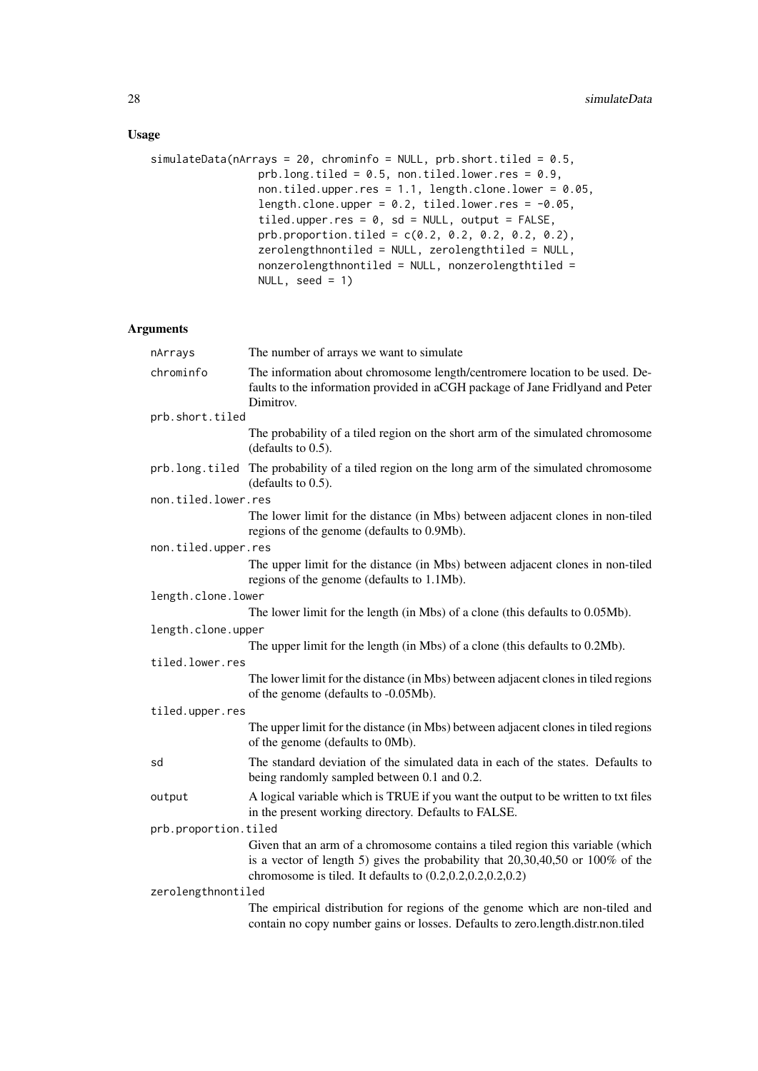## Usage

```
simulateData(nArrays = 20, chrominfo = NULL, prb.short.tiled = 0.5,
                prb.long.tiled = 0.5, non.tiled.lower.res = 0.9,
                non.tiled.upper.res = 1.1, length.clone.lower = 0.05,
                length.clone.upper = 0.2, tiled.lower.res = -0.05,
                tiled.upper.res = 0, sd = NULL, output = FALSE,
                prb.proportion.tiled = c(0.2, 0.2, 0.2, 0.2, 0.2),
                zerolengthnontiled = NULL, zerolengthtiled = NULL,
                nonzerolengthnontiled = NULL, nonzerolengthtiled =
                NULL, seed = 1)
```

## Arguments

| | |
|---|---|
| `nArrays` | The number of arrays we want to simulate |
| `chrominfo` | The information about chromosome length/centromere location to be used. Defaults to the information provided in aCGH package of Jane Fridlyand and Peter Dimitrov. |
| `prb.short.tiled` | The probability of a tiled region on the short arm of the simulated chromosome (defaults to 0.5). |
| `prb.long.tiled` | The probability of a tiled region on the long arm of the simulated chromosome (defaults to 0.5). |
| `non.tiled.lower.res` | The lower limit for the distance (in Mbs) between adjacent clones in non-tiled regions of the genome (defaults to 0.9Mb). |
| `non.tiled.upper.res` | The upper limit for the distance (in Mbs) between adjacent clones in non-tiled regions of the genome (defaults to 1.1Mb). |
| `length.clone.lower` | The lower limit for the length (in Mbs) of a clone (this defaults to 0.05Mb). |
| `length.clone.upper` | The upper limit for the length (in Mbs) of a clone (this defaults to 0.2Mb). |
| `tiled.lower.res` | The lower limit for the distance (in Mbs) between adjacent clones in tiled regions of the genome (defaults to -0.05Mb). |
| `tiled.upper.res` | The upper limit for the distance (in Mbs) between adjacent clones in tiled regions of the genome (defaults to 0Mb). |
| `sd` | The standard deviation of the simulated data in each of the states. Defaults to being randomly sampled between 0.1 and 0.2. |
| `output` | A logical variable which is TRUE if you want the output to be written to txt files in the present working directory. Defaults to FALSE. |
| `prb.proportion.tiled` | Given that an arm of a chromosome contains a tiled region this variable (which is a vector of length 5) gives the probability that 20,30,40,50 or 100% of the chromosome is tiled. It defaults to (0.2,0.2,0.2,0.2,0.2) |
| `zerolengthnontiled` | The empirical distribution for regions of the genome which are non-tiled and contain no copy number gains or losses. Defaults to zero.length.distr.non.tiled |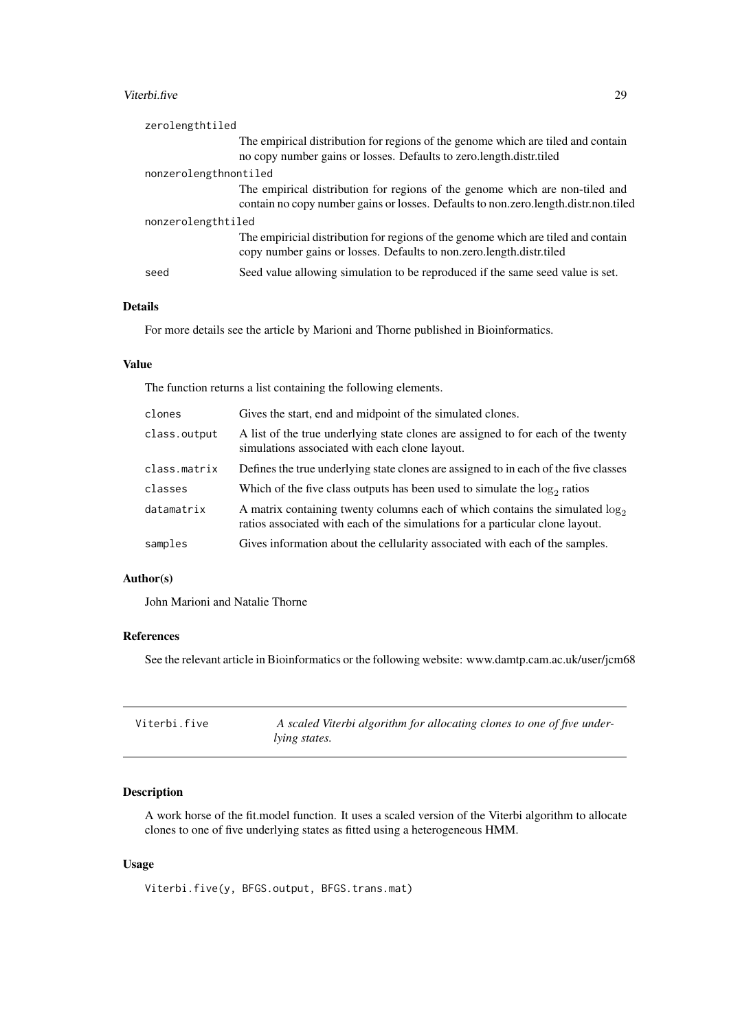zerolengthtiled
: The empirical distribution for regions of the genome which are tiled and contain no copy number gains or losses. Defaults to zero.length.distr.tiled

nonzerolengthnontiled
: The empirical distribution for regions of the genome which are non-tiled and contain no copy number gains or losses. Defaults to non.zero.length.distr.non.tiled

nonzerolengthtiled
: The empiricial distribution for regions of the genome which are tiled and contain copy number gains or losses. Defaults to non.zero.length.distr.tiled

seed
: Seed value allowing simulation to be reproduced if the same seed value is set.

### Details

For more details see the article by Marioni and Thorne published in Bioinformatics.

### Value

The function returns a list containing the following elements.

| | |
|---|---|
| clones | Gives the start, end and midpoint of the simulated clones. |
| class.output | A list of the true underlying state clones are assigned to for each of the twenty simulations associated with each clone layout. |
| class.matrix | Defines the true underlying state clones are assigned to in each of the five classes |
| classes | Which of the five class outputs has been used to simulate the $\log_2$ ratios |
| datamatrix | A matrix containing twenty columns each of which contains the simulated $\log_2$ ratios associated with each of the simulations for a particular clone layout. |
| samples | Gives information about the cellularity associated with each of the samples. |

### Author(s)

John Marioni and Natalie Thorne

### References

See the relevant article in Bioinformatics or the following website: www.damtp.cam.ac.uk/user/jcm68

---

## Viterbi.five — *A scaled Viterbi algorithm for allocating clones to one of five underlying states.*

### Description

A work horse of the fit.model function. It uses a scaled version of the Viterbi algorithm to allocate clones to one of five underlying states as fitted using a heterogeneous HMM.

### Usage

```
Viterbi.five(y, BFGS.output, BFGS.trans.mat)
```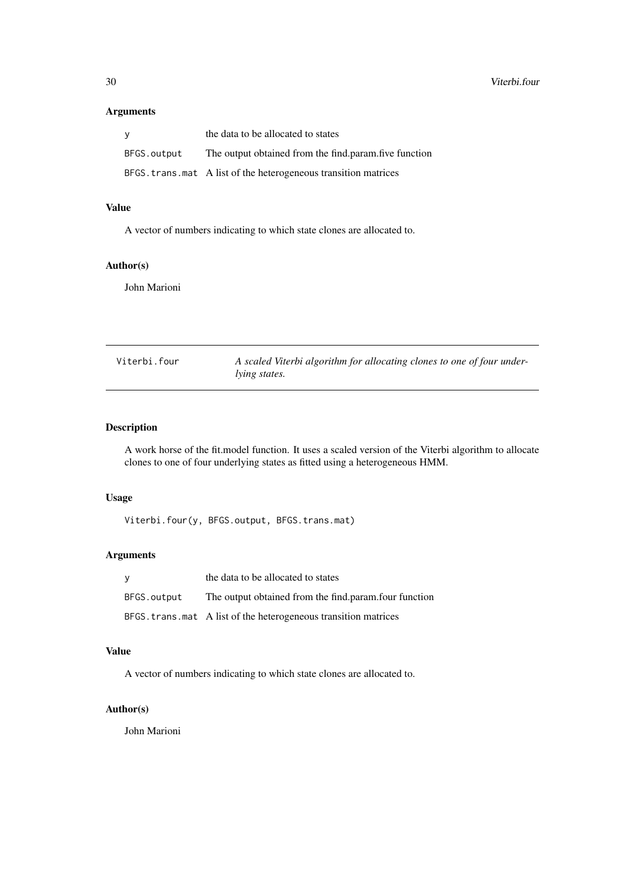### Arguments

| | |
|---|---|
| y | the data to be allocated to states |
| BFGS.output | The output obtained from the find.param.five function |
| BFGS.trans.mat | A list of the heterogeneous transition matrices |

### Value

A vector of numbers indicating to which state clones are allocated to.

### Author(s)

John Marioni

---

## Viterbi.four — *A scaled Viterbi algorithm for allocating clones to one of four underlying states.*

---

### Description

A work horse of the fit.model function. It uses a scaled version of the Viterbi algorithm to allocate clones to one of four underlying states as fitted using a heterogeneous HMM.

### Usage

```
Viterbi.four(y, BFGS.output, BFGS.trans.mat)
```

### Arguments

| | |
|---|---|
| y | the data to be allocated to states |
| BFGS.output | The output obtained from the find.param.four function |
| BFGS.trans.mat | A list of the heterogeneous transition matrices |

### Value

A vector of numbers indicating to which state clones are allocated to.

### Author(s)

John Marioni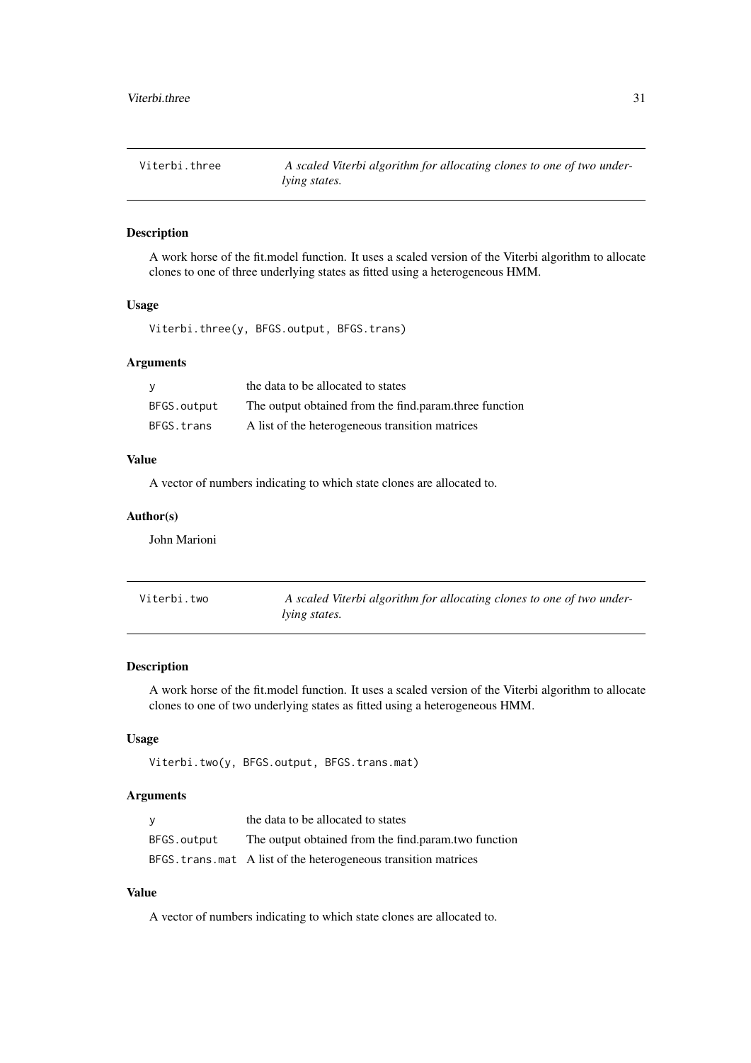## Viterbi.three

*A scaled Viterbi algorithm for allocating clones to one of two underlying states.*

### Description

A work horse of the fit.model function. It uses a scaled version of the Viterbi algorithm to allocate clones to one of three underlying states as fitted using a heterogeneous HMM.

### Usage

```
Viterbi.three(y, BFGS.output, BFGS.trans)
```

### Arguments

| | |
|---|---|
| `y` | the data to be allocated to states |
| `BFGS.output` | The output obtained from the find.param.three function |
| `BFGS.trans` | A list of the heterogeneous transition matrices |

### Value

A vector of numbers indicating to which state clones are allocated to.

### Author(s)

John Marioni

## Viterbi.two

*A scaled Viterbi algorithm for allocating clones to one of two underlying states.*

### Description

A work horse of the fit.model function. It uses a scaled version of the Viterbi algorithm to allocate clones to one of two underlying states as fitted using a heterogeneous HMM.

### Usage

```
Viterbi.two(y, BFGS.output, BFGS.trans.mat)
```

### Arguments

| | |
|---|---|
| `y` | the data to be allocated to states |
| `BFGS.output` | The output obtained from the find.param.two function |
| `BFGS.trans.mat` | A list of the heterogeneous transition matrices |

### Value

A vector of numbers indicating to which state clones are allocated to.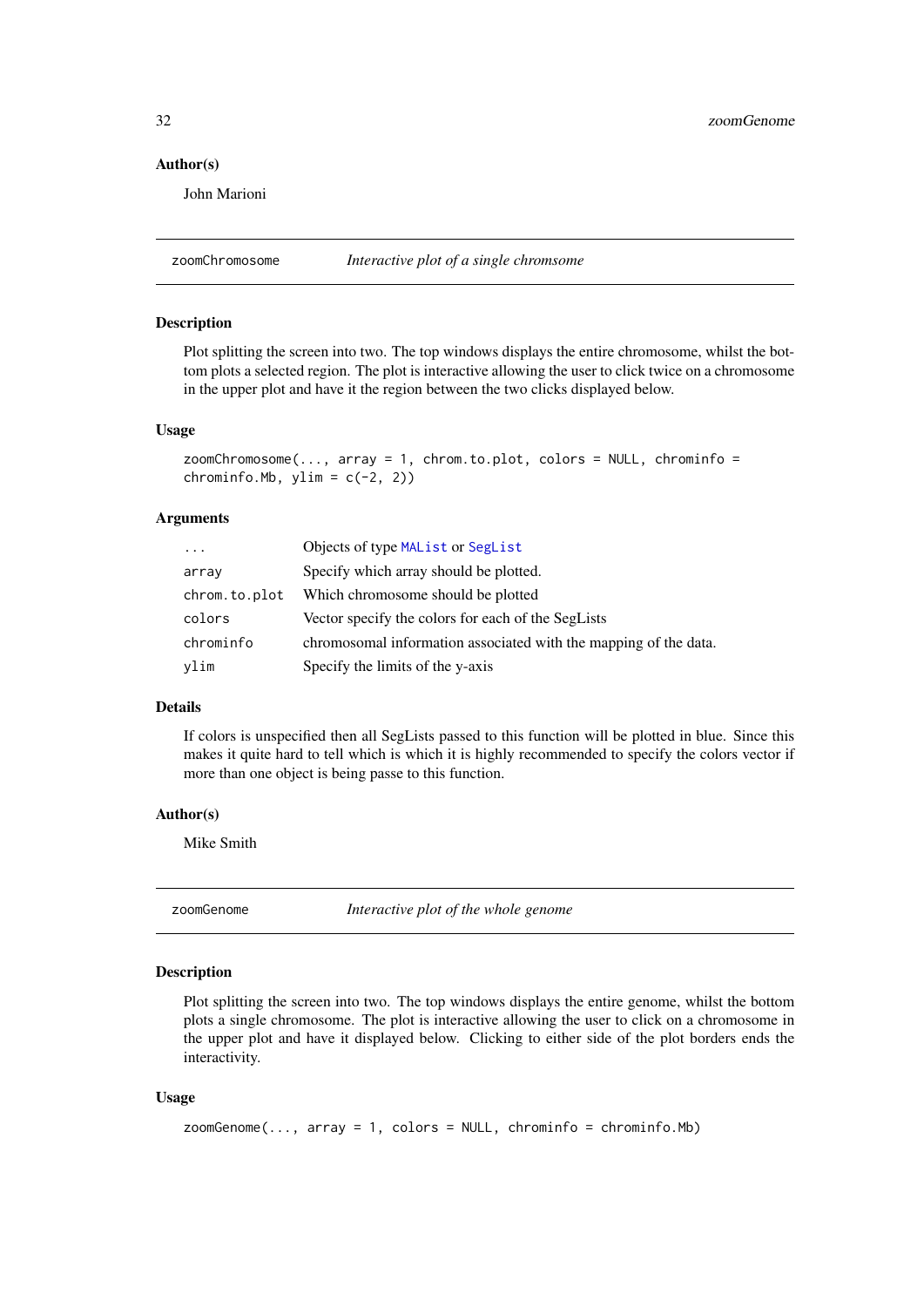### Author(s)

John Marioni

---

## zoomChromosome — *Interactive plot of a single chromsome*

### Description

Plot splitting the screen into two. The top windows displays the entire chromosome, whilst the bottom plots a selected region. The plot is interactive allowing the user to click twice on a chromosome in the upper plot and have it the region between the two clicks displayed below.

### Usage

```
zoomChromosome(..., array = 1, chrom.to.plot, colors = NULL, chrominfo =
chrominfo.Mb, ylim = c(-2, 2))
```

### Arguments

| | |
|---|---|
| ... | Objects of type MAList or SegList |
| array | Specify which array should be plotted. |
| chrom.to.plot | Which chromosome should be plotted |
| colors | Vector specify the colors for each of the SegLists |
| chrominfo | chromosomal information associated with the mapping of the data. |
| ylim | Specify the limits of the y-axis |

### Details

If colors is unspecified then all SegLists passed to this function will be plotted in blue. Since this makes it quite hard to tell which is which it is highly recommended to specify the colors vector if more than one object is being passe to this function.

### Author(s)

Mike Smith

---

## zoomGenome — *Interactive plot of the whole genome*

### Description

Plot splitting the screen into two. The top windows displays the entire genome, whilst the bottom plots a single chromosome. The plot is interactive allowing the user to click on a chromosome in the upper plot and have it displayed below. Clicking to either side of the plot borders ends the interactivity.

### Usage

```
zoomGenome(..., array = 1, colors = NULL, chrominfo = chrominfo.Mb)
```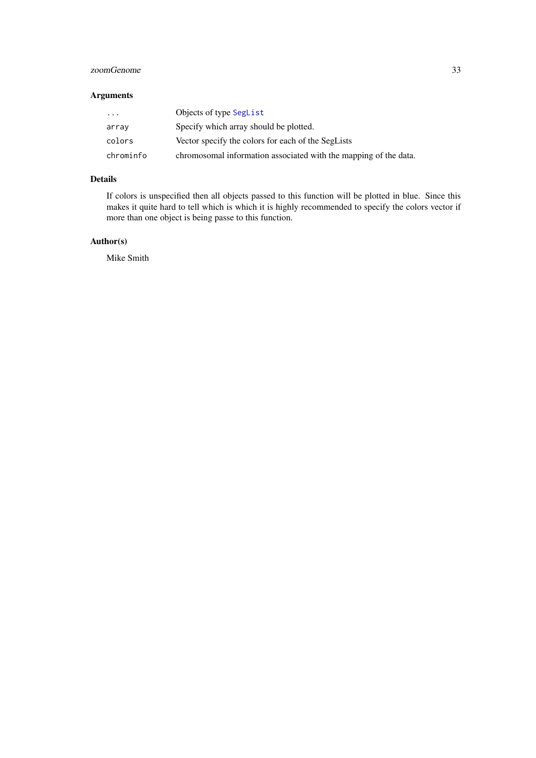## Arguments

| | |
|---|---|
| `...` | Objects of type `SegList` |
| `array` | Specify which array should be plotted. |
| `colors` | Vector specify the colors for each of the SegLists |
| `chrominfo` | chromosomal information associated with the mapping of the data. |

## Details

If colors is unspecified then all objects passed to this function will be plotted in blue. Since this makes it quite hard to tell which is which it is highly recommended to specify the colors vector if more than one object is being passe to this function.

## Author(s)

Mike Smith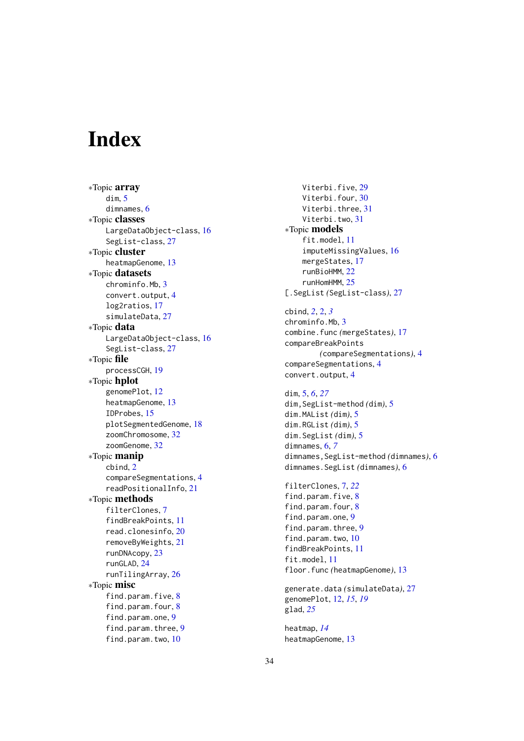# Index

*Topic **array**
- dim, 5
- dimnames, 6

*Topic **classes**
- LargeDataObject-class, 16
- SegList-class, 27

*Topic **cluster**
- heatmapGenome, 13

*Topic **datasets**
- chrominfo.Mb, 3
- convert.output, 4
- log2ratios, 17
- simulateData, 27

*Topic **data**
- LargeDataObject-class, 16
- SegList-class, 27

*Topic **file**
- processCGH, 19

*Topic **hplot**
- genomePlot, 12
- heatmapGenome, 13
- IDProbes, 15
- plotSegmentedGenome, 18
- zoomChromosome, 32
- zoomGenome, 32

*Topic **manip**
- cbind, 2
- compareSegmentations, 4
- readPositionalInfo, 21

*Topic **methods**
- filterClones, 7
- findBreakPoints, 11
- read.clonesinfo, 20
- removeByWeights, 21
- runDNAcopy, 23
- runGLAD, 24
- runTilingArray, 26

*Topic **misc**
- find.param.five, 8
- find.param.four, 8
- find.param.one, 9
- find.param.three, 9
- find.param.two, 10
- Viterbi.five, 29
- Viterbi.four, 30
- Viterbi.three, 31
- Viterbi.two, 31

*Topic **models**
- fit.model, 11
- imputeMissingValues, 16
- mergeStates, 17
- runBioHMM, 22
- runHomHMM, 25

[.SegList (SegList-class), 27

cbind, *2*, 2, *3*
chrominfo.Mb, 3
combine.func (mergeStates), 17
compareBreakPoints (compareSegmentations), 4
compareSegmentations, 4
convert.output, 4

dim, 5, *6*, *27*
dim,SegList-method (dim), 5
dim.MAList (dim), 5
dim.RGList (dim), 5
dim.SegList (dim), 5
dimnames, 6, *7*
dimnames,SegList-method (dimnames), 6
dimnames.SegList (dimnames), 6

filterClones, 7, *22*
find.param.five, 8
find.param.four, 8
find.param.one, 9
find.param.three, 9
find.param.two, 10
findBreakPoints, 11
fit.model, 11
floor.func (heatmapGenome), 13

generate.data (simulateData), 27
genomePlot, 12, *15*, *19*
glad, *25*

heatmap, *14*
heatmapGenome, 13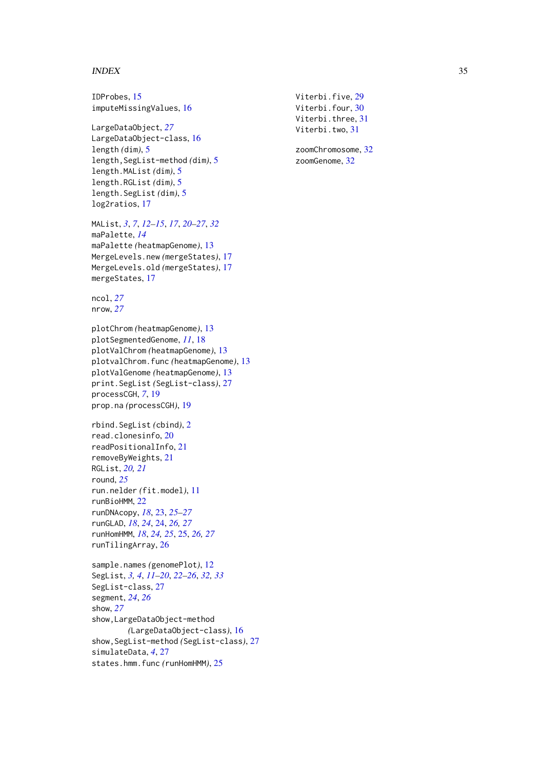IDProbes, 15
imputeMissingValues, 16

LargeDataObject, *27*
LargeDataObject-class, 16
length *(dim)*, 5
length,SegList-method *(dim)*, 5
length.MAList *(dim)*, 5
length.RGList *(dim)*, 5
length.SegList *(dim)*, 5
log2ratios, 17

MAList, *3*, *7*, *12–15*, *17*, *20–27*, *32*
maPalette, *14*
maPalette *(*heatmapGenome*)*, 13
MergeLevels.new *(*mergeStates*)*, 17
MergeLevels.old *(*mergeStates*)*, 17
mergeStates, 17

ncol, *27*
nrow, *27*

plotChrom *(*heatmapGenome*)*, 13
plotSegmentedGenome, *11*, 18
plotValChrom *(*heatmapGenome*)*, 13
plotvalChrom.func *(*heatmapGenome*)*, 13
plotValGenome *(*heatmapGenome*)*, 13
print.SegList *(*SegList-class*)*, 27
processCGH, *7*, 19
prop.na *(*processCGH*)*, 19

rbind.SegList *(*cbind*)*, 2
read.clonesinfo, 20
readPositionalInfo, 21
removeByWeights, 21
RGList, *20, 21*
round, *25*
run.nelder *(*fit.model*)*, 11
runBioHMM, 22
runDNAcopy, *18*, 23, *25–27*
runGLAD, *18*, *24*, 24, *26, 27*
runHomHMM, *18*, *24, 25*, 25, *26, 27*
runTilingArray, 26

sample.names *(*genomePlot*)*, 12
SegList, *3, 4*, *11–20*, *22–26*, *32, 33*
SegList-class, 27
segment, *24*, *26*
show, *27*
show,LargeDataObject-method
    *(*LargeDataObject-class*)*, 16
show,SegList-method *(*SegList-class*)*, 27
simulateData, *4*, 27
states.hmm.func *(*runHomHMM*)*, 25

Viterbi.five, 29
Viterbi.four, 30
Viterbi.three, 31
Viterbi.two, 31

zoomChromosome, 32
zoomGenome, 32